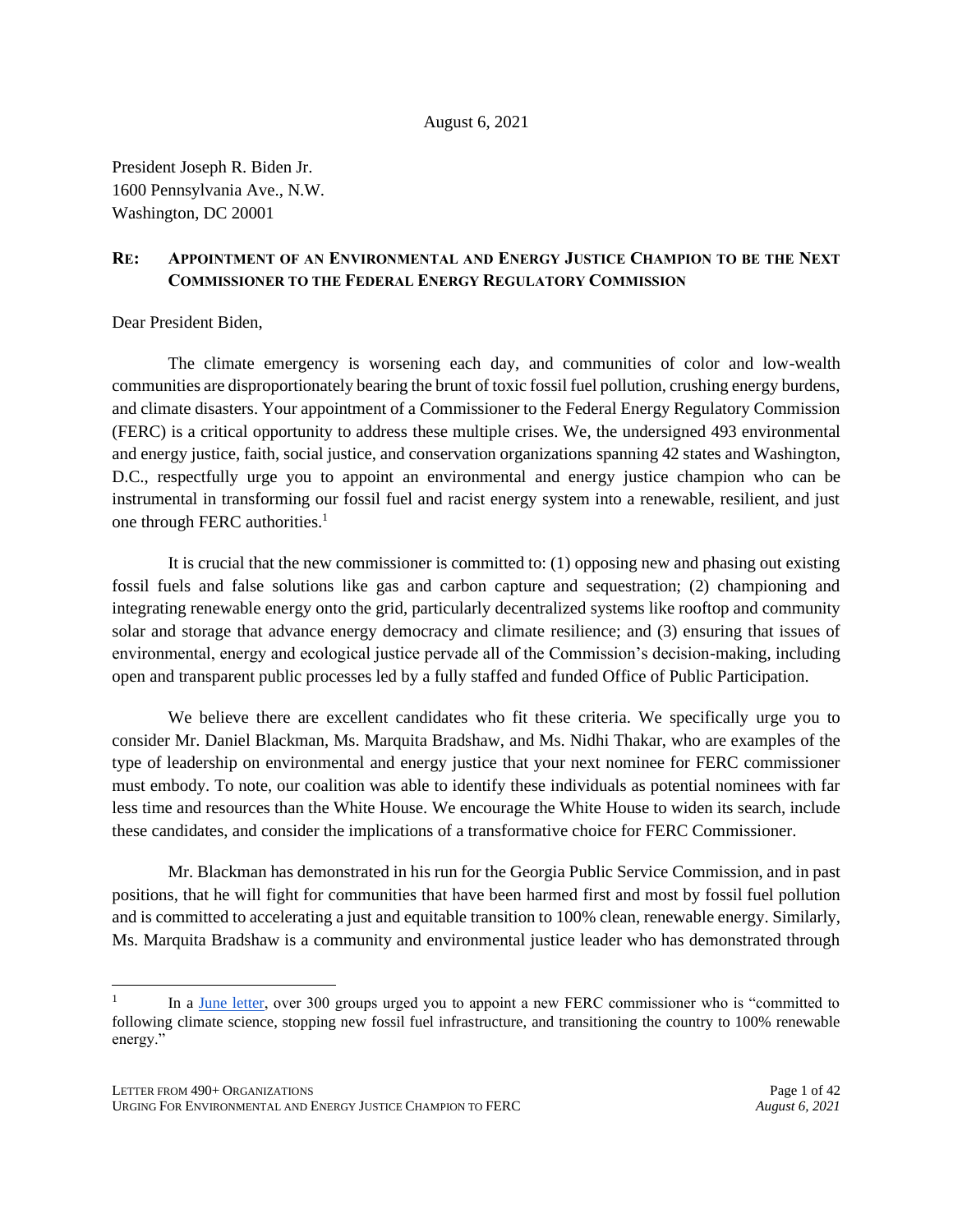August 6, 2021

President Joseph R. Biden Jr.
1600 Pennsylvania Ave., N.W.
Washington, DC 20001

**RE: APPOINTMENT OF AN ENVIRONMENTAL AND ENERGY JUSTICE CHAMPION TO BE THE NEXT COMMISSIONER TO THE FEDERAL ENERGY REGULATORY COMMISSION**

Dear President Biden,

The climate emergency is worsening each day, and communities of color and low-wealth communities are disproportionately bearing the brunt of toxic fossil fuel pollution, crushing energy burdens, and climate disasters. Your appointment of a Commissioner to the Federal Energy Regulatory Commission (FERC) is a critical opportunity to address these multiple crises. We, the undersigned 493 environmental and energy justice, faith, social justice, and conservation organizations spanning 42 states and Washington, D.C., respectfully urge you to appoint an environmental and energy justice champion who can be instrumental in transforming our fossil fuel and racist energy system into a renewable, resilient, and just one through FERC authorities.[1]

It is crucial that the new commissioner is committed to: (1) opposing new and phasing out existing fossil fuels and false solutions like gas and carbon capture and sequestration; (2) championing and integrating renewable energy onto the grid, particularly decentralized systems like rooftop and community solar and storage that advance energy democracy and climate resilience; and (3) ensuring that issues of environmental, energy and ecological justice pervade all of the Commission's decision-making, including open and transparent public processes led by a fully staffed and funded Office of Public Participation.

We believe there are excellent candidates who fit these criteria. We specifically urge you to consider Mr. Daniel Blackman, Ms. Marquita Bradshaw, and Ms. Nidhi Thakar, who are examples of the type of leadership on environmental and energy justice that your next nominee for FERC commissioner must embody. To note, our coalition was able to identify these individuals as potential nominees with far less time and resources than the White House. We encourage the White House to widen its search, include these candidates, and consider the implications of a transformative choice for FERC Commissioner.

Mr. Blackman has demonstrated in his run for the Georgia Public Service Commission, and in past positions, that he will fight for communities that have been harmed first and most by fossil fuel pollution and is committed to accelerating a just and equitable transition to 100% clean, renewable energy. Similarly, Ms. Marquita Bradshaw is a community and environmental justice leader who has demonstrated through

---

[1] In a June letter, over 300 groups urged you to appoint a new FERC commissioner who is "committed to following climate science, stopping new fossil fuel infrastructure, and transitioning the country to 100% renewable energy."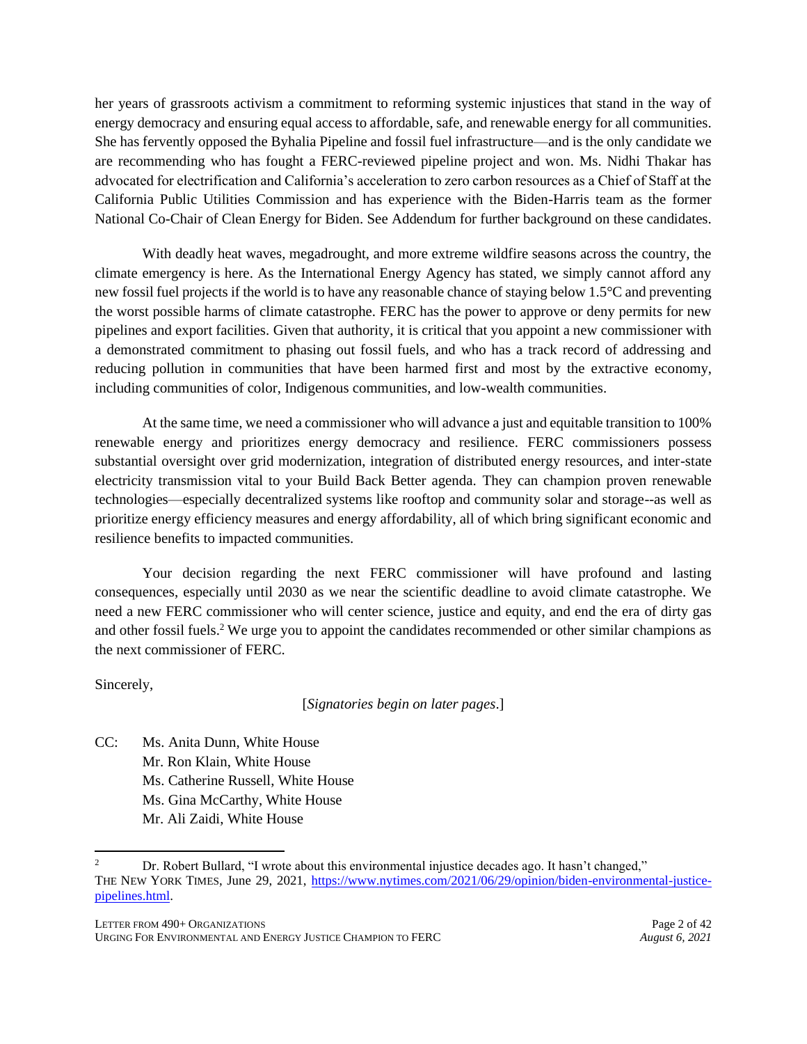her years of grassroots activism a commitment to reforming systemic injustices that stand in the way of energy democracy and ensuring equal access to affordable, safe, and renewable energy for all communities. She has fervently opposed the Byhalia Pipeline and fossil fuel infrastructure—and is the only candidate we are recommending who has fought a FERC-reviewed pipeline project and won. Ms. Nidhi Thakar has advocated for electrification and California's acceleration to zero carbon resources as a Chief of Staff at the California Public Utilities Commission and has experience with the Biden-Harris team as the former National Co-Chair of Clean Energy for Biden. See Addendum for further background on these candidates.

With deadly heat waves, megadrought, and more extreme wildfire seasons across the country, the climate emergency is here. As the International Energy Agency has stated, we simply cannot afford any new fossil fuel projects if the world is to have any reasonable chance of staying below 1.5°C and preventing the worst possible harms of climate catastrophe. FERC has the power to approve or deny permits for new pipelines and export facilities. Given that authority, it is critical that you appoint a new commissioner with a demonstrated commitment to phasing out fossil fuels, and who has a track record of addressing and reducing pollution in communities that have been harmed first and most by the extractive economy, including communities of color, Indigenous communities, and low-wealth communities.

At the same time, we need a commissioner who will advance a just and equitable transition to 100% renewable energy and prioritizes energy democracy and resilience. FERC commissioners possess substantial oversight over grid modernization, integration of distributed energy resources, and inter-state electricity transmission vital to your Build Back Better agenda. They can champion proven renewable technologies—especially decentralized systems like rooftop and community solar and storage--as well as prioritize energy efficiency measures and energy affordability, all of which bring significant economic and resilience benefits to impacted communities.

Your decision regarding the next FERC commissioner will have profound and lasting consequences, especially until 2030 as we near the scientific deadline to avoid climate catastrophe. We need a new FERC commissioner who will center science, justice and equity, and end the era of dirty gas and other fossil fuels.[2] We urge you to appoint the candidates recommended or other similar champions as the next commissioner of FERC.

Sincerely,

[*Signatories begin on later pages*.]

CC: Ms. Anita Dunn, White House
Mr. Ron Klain, White House
Ms. Catherine Russell, White House
Ms. Gina McCarthy, White House
Mr. Ali Zaidi, White House

---

[2] Dr. Robert Bullard, "I wrote about this environmental injustice decades ago. It hasn't changed," THE NEW YORK TIMES, June 29, 2021, https://www.nytimes.com/2021/06/29/opinion/biden-environmental-justice-pipelines.html.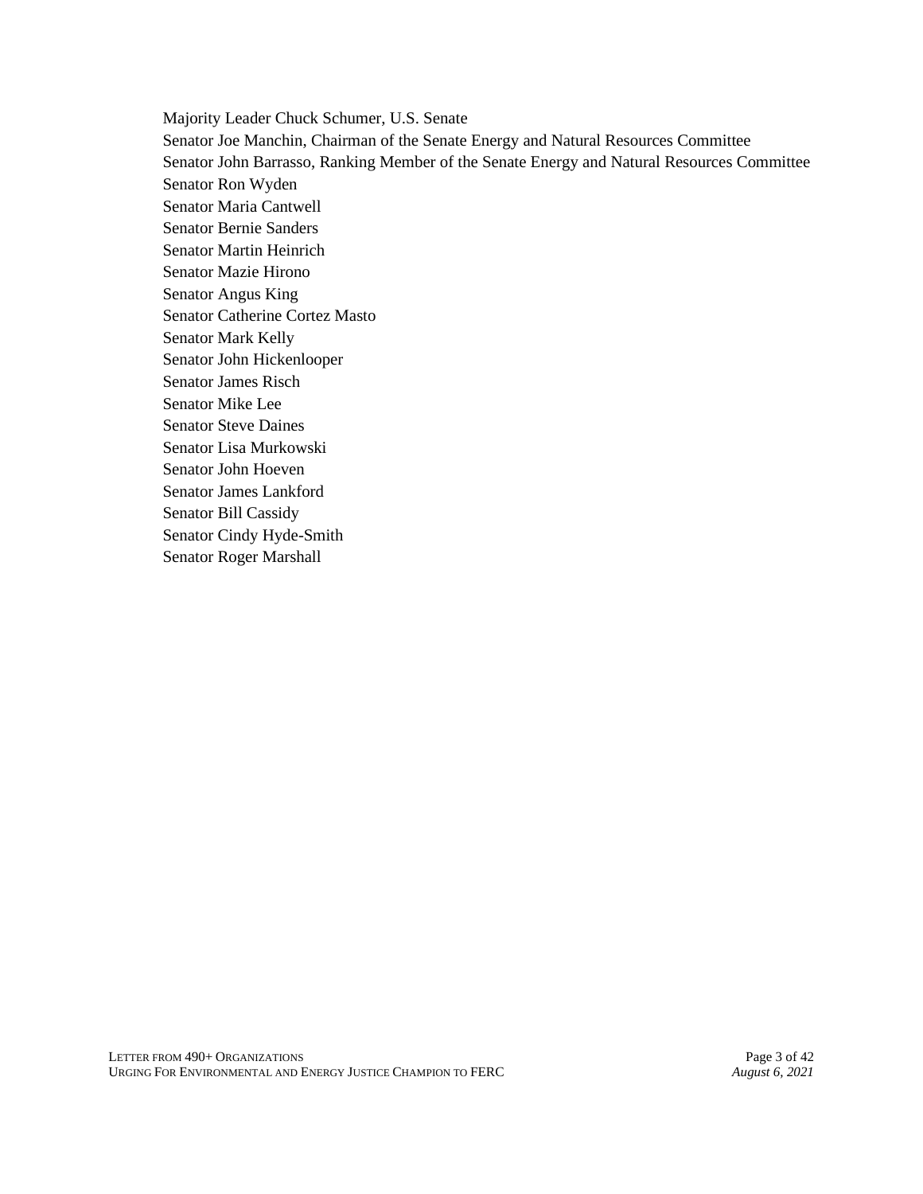Majority Leader Chuck Schumer, U.S. Senate
Senator Joe Manchin, Chairman of the Senate Energy and Natural Resources Committee
Senator John Barrasso, Ranking Member of the Senate Energy and Natural Resources Committee
Senator Ron Wyden
Senator Maria Cantwell
Senator Bernie Sanders
Senator Martin Heinrich
Senator Mazie Hirono
Senator Angus King
Senator Catherine Cortez Masto
Senator Mark Kelly
Senator John Hickenlooper
Senator James Risch
Senator Mike Lee
Senator Steve Daines
Senator Lisa Murkowski
Senator John Hoeven
Senator James Lankford
Senator Bill Cassidy
Senator Cindy Hyde-Smith
Senator Roger Marshall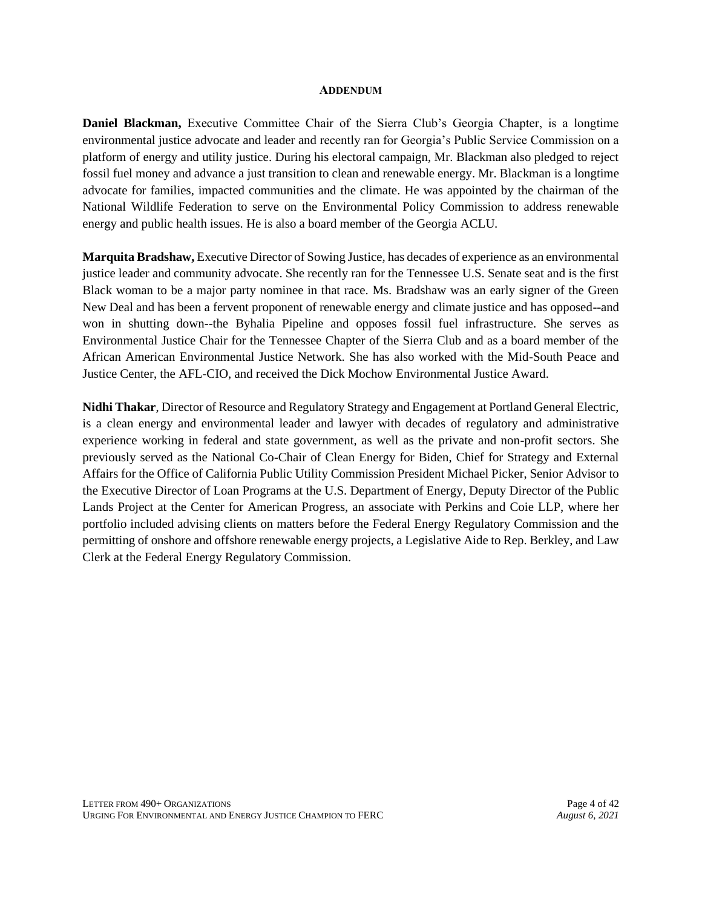## Addendum

**Daniel Blackman,** Executive Committee Chair of the Sierra Club's Georgia Chapter, is a longtime environmental justice advocate and leader and recently ran for Georgia's Public Service Commission on a platform of energy and utility justice. During his electoral campaign, Mr. Blackman also pledged to reject fossil fuel money and advance a just transition to clean and renewable energy. Mr. Blackman is a longtime advocate for families, impacted communities and the climate. He was appointed by the chairman of the National Wildlife Federation to serve on the Environmental Policy Commission to address renewable energy and public health issues. He is also a board member of the Georgia ACLU.

**Marquita Bradshaw,** Executive Director of Sowing Justice, has decades of experience as an environmental justice leader and community advocate. She recently ran for the Tennessee U.S. Senate seat and is the first Black woman to be a major party nominee in that race. Ms. Bradshaw was an early signer of the Green New Deal and has been a fervent proponent of renewable energy and climate justice and has opposed--and won in shutting down--the Byhalia Pipeline and opposes fossil fuel infrastructure. She serves as Environmental Justice Chair for the Tennessee Chapter of the Sierra Club and as a board member of the African American Environmental Justice Network. She has also worked with the Mid-South Peace and Justice Center, the AFL-CIO, and received the Dick Mochow Environmental Justice Award.

**Nidhi Thakar**, Director of Resource and Regulatory Strategy and Engagement at Portland General Electric, is a clean energy and environmental leader and lawyer with decades of regulatory and administrative experience working in federal and state government, as well as the private and non-profit sectors. She previously served as the National Co-Chair of Clean Energy for Biden, Chief for Strategy and External Affairs for the Office of California Public Utility Commission President Michael Picker, Senior Advisor to the Executive Director of Loan Programs at the U.S. Department of Energy, Deputy Director of the Public Lands Project at the Center for American Progress, an associate with Perkins and Coie LLP, where her portfolio included advising clients on matters before the Federal Energy Regulatory Commission and the permitting of onshore and offshore renewable energy projects, a Legislative Aide to Rep. Berkley, and Law Clerk at the Federal Energy Regulatory Commission.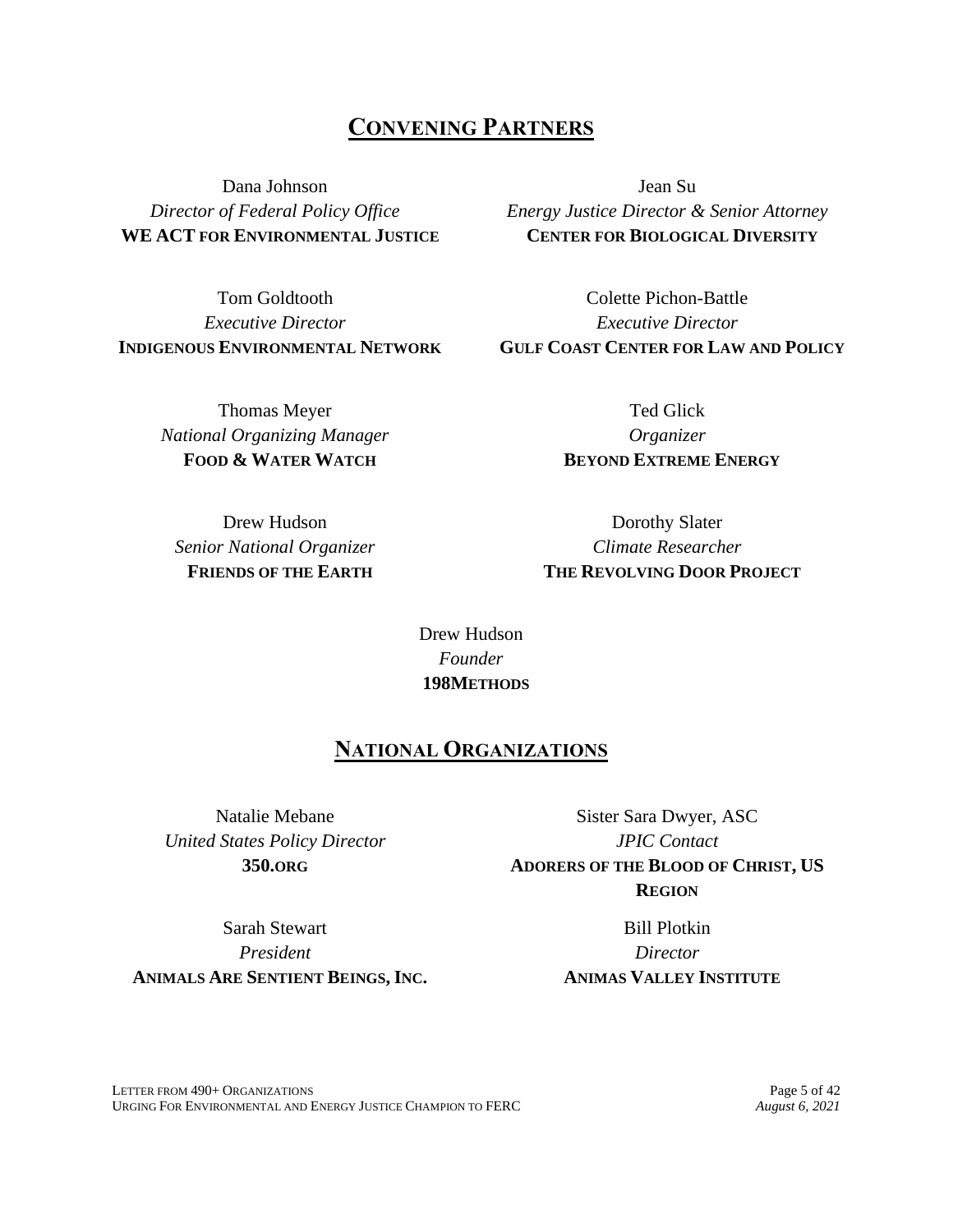## CONVENING PARTNERS

Dana Johnson
*Director of Federal Policy Office*
**WE ACT FOR ENVIRONMENTAL JUSTICE**

Jean Su
*Energy Justice Director & Senior Attorney*
**CENTER FOR BIOLOGICAL DIVERSITY**

Tom Goldtooth
*Executive Director*
**INDIGENOUS ENVIRONMENTAL NETWORK**

Colette Pichon-Battle
*Executive Director*
**GULF COAST CENTER FOR LAW AND POLICY**

Thomas Meyer
*National Organizing Manager*
**FOOD & WATER WATCH**

Ted Glick
*Organizer*
**BEYOND EXTREME ENERGY**

Drew Hudson
*Senior National Organizer*
**FRIENDS OF THE EARTH**

Dorothy Slater
*Climate Researcher*
**THE REVOLVING DOOR PROJECT**

Drew Hudson
*Founder*
**198METHODS**

## NATIONAL ORGANIZATIONS

Natalie Mebane
*United States Policy Director*
**350.ORG**

Sister Sara Dwyer, ASC
*JPIC Contact*
**ADORERS OF THE BLOOD OF CHRIST, US REGION**

Sarah Stewart
*President*
**ANIMALS ARE SENTIENT BEINGS, INC.**

Bill Plotkin
*Director*
**ANIMAS VALLEY INSTITUTE**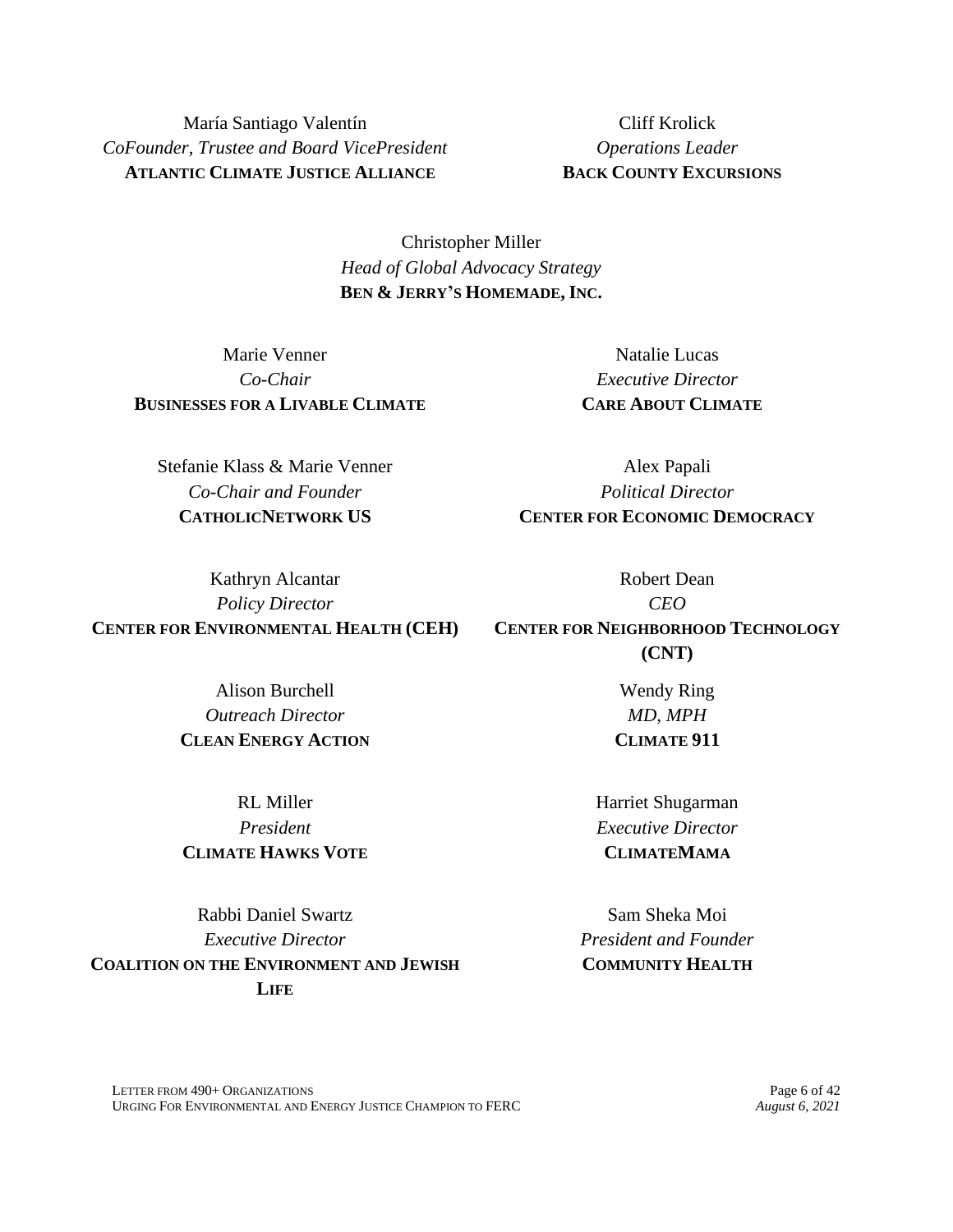María Santiago Valentín
*CoFounder, Trustee and Board VicePresident*
**ATLANTIC CLIMATE JUSTICE ALLIANCE**

Cliff Krolick
*Operations Leader*
**BACK COUNTY EXCURSIONS**

Christopher Miller
*Head of Global Advocacy Strategy*
**BEN & JERRY'S HOMEMADE, INC.**

Marie Venner
*Co-Chair*
**BUSINESSES FOR A LIVABLE CLIMATE**

Natalie Lucas
*Executive Director*
**CARE ABOUT CLIMATE**

Stefanie Klass & Marie Venner
*Co-Chair and Founder*
**CATHOLICNETWORK US**

Alex Papali
*Political Director*
**CENTER FOR ECONOMIC DEMOCRACY**

Kathryn Alcantar
*Policy Director*
**CENTER FOR ENVIRONMENTAL HEALTH (CEH)**

Robert Dean
*CEO*
**CENTER FOR NEIGHBORHOOD TECHNOLOGY (CNT)**

Alison Burchell
*Outreach Director*
**CLEAN ENERGY ACTION**

Wendy Ring
*MD, MPH*
**CLIMATE 911**

RL Miller
*President*
**CLIMATE HAWKS VOTE**

Harriet Shugarman
*Executive Director*
**CLIMATEMAMA**

Rabbi Daniel Swartz
*Executive Director*
**COALITION ON THE ENVIRONMENT AND JEWISH LIFE**

Sam Sheka Moi
*President and Founder*
**COMMUNITY HEALTH**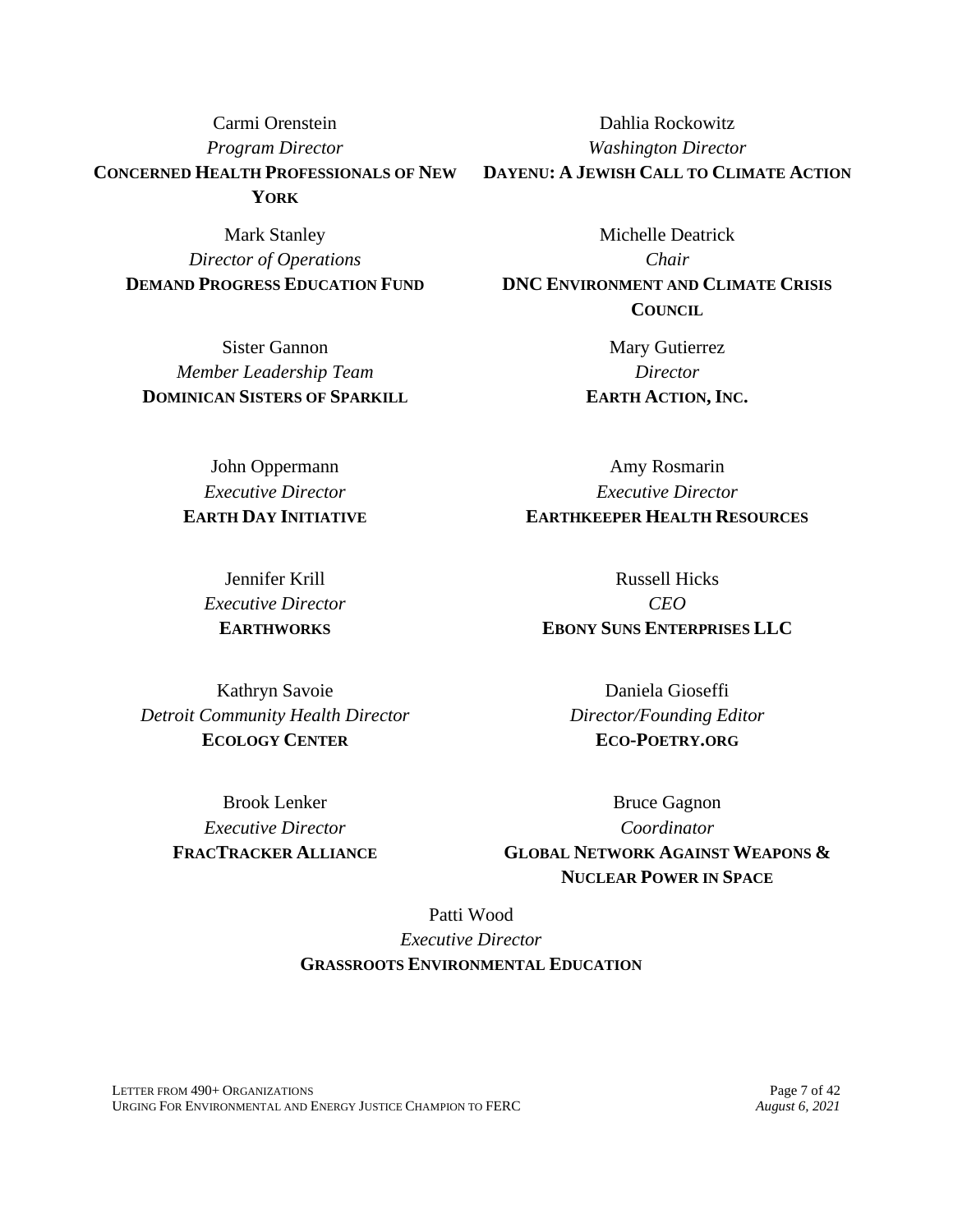Carmi Orenstein
*Program Director*
**CONCERNED HEALTH PROFESSIONALS OF NEW YORK**

Dahlia Rockowitz
*Washington Director*
**DAYENU: A JEWISH CALL TO CLIMATE ACTION**

Mark Stanley
*Director of Operations*
**DEMAND PROGRESS EDUCATION FUND**

Michelle Deatrick
*Chair*
**DNC ENVIRONMENT AND CLIMATE CRISIS COUNCIL**

Sister Gannon
*Member Leadership Team*
**DOMINICAN SISTERS OF SPARKILL**

Mary Gutierrez
*Director*
**EARTH ACTION, INC.**

John Oppermann
*Executive Director*
**EARTH DAY INITIATIVE**

Amy Rosmarin
*Executive Director*
**EARTHKEEPER HEALTH RESOURCES**

Jennifer Krill
*Executive Director*
**EARTHWORKS**

Russell Hicks
*CEO*
**EBONY SUNS ENTERPRISES LLC**

Kathryn Savoie
*Detroit Community Health Director*
**ECOLOGY CENTER**

Daniela Gioseffi
*Director/Founding Editor*
**ECO-POETRY.ORG**

Brook Lenker
*Executive Director*
**FRACTRACKER ALLIANCE**

Bruce Gagnon
*Coordinator*
**GLOBAL NETWORK AGAINST WEAPONS & NUCLEAR POWER IN SPACE**

Patti Wood
*Executive Director*
**GRASSROOTS ENVIRONMENTAL EDUCATION**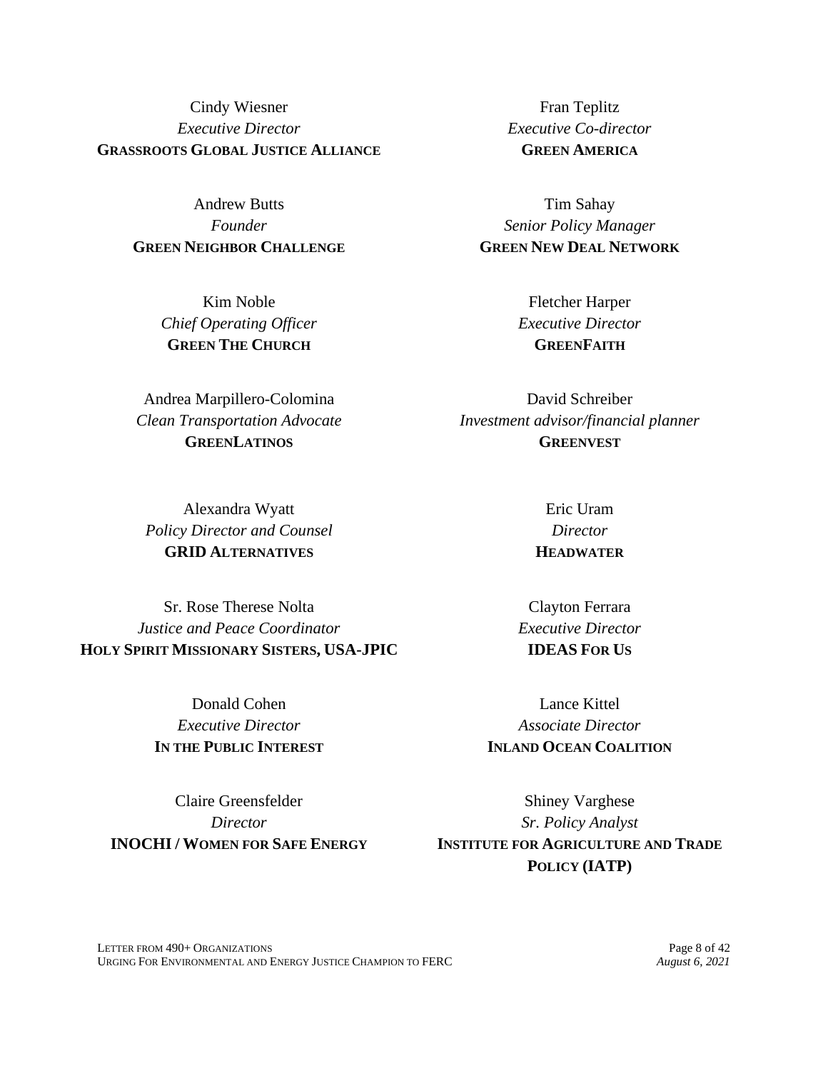Cindy Wiesner
*Executive Director*
**GRASSROOTS GLOBAL JUSTICE ALLIANCE**

Fran Teplitz
*Executive Co-director*
**GREEN AMERICA**

Andrew Butts
*Founder*
**GREEN NEIGHBOR CHALLENGE**

Tim Sahay
*Senior Policy Manager*
**GREEN NEW DEAL NETWORK**

Kim Noble
*Chief Operating Officer*
**GREEN THE CHURCH**

Fletcher Harper
*Executive Director*
**GREENFAITH**

Andrea Marpillero-Colomina
*Clean Transportation Advocate*
**GREENLATINOS**

David Schreiber
*Investment advisor/financial planner*
**GREENVEST**

Alexandra Wyatt
*Policy Director and Counsel*
**GRID ALTERNATIVES**

Eric Uram
*Director*
**HEADWATER**

Sr. Rose Therese Nolta
*Justice and Peace Coordinator*
**HOLY SPIRIT MISSIONARY SISTERS, USA-JPIC**

Clayton Ferrara
*Executive Director*
**IDEAS FOR US**

Donald Cohen
*Executive Director*
**IN THE PUBLIC INTEREST**

Lance Kittel
*Associate Director*
**INLAND OCEAN COALITION**

Claire Greensfelder
*Director*
**INOCHI / WOMEN FOR SAFE ENERGY**

Shiney Varghese
*Sr. Policy Analyst*
**INSTITUTE FOR AGRICULTURE AND TRADE POLICY (IATP)**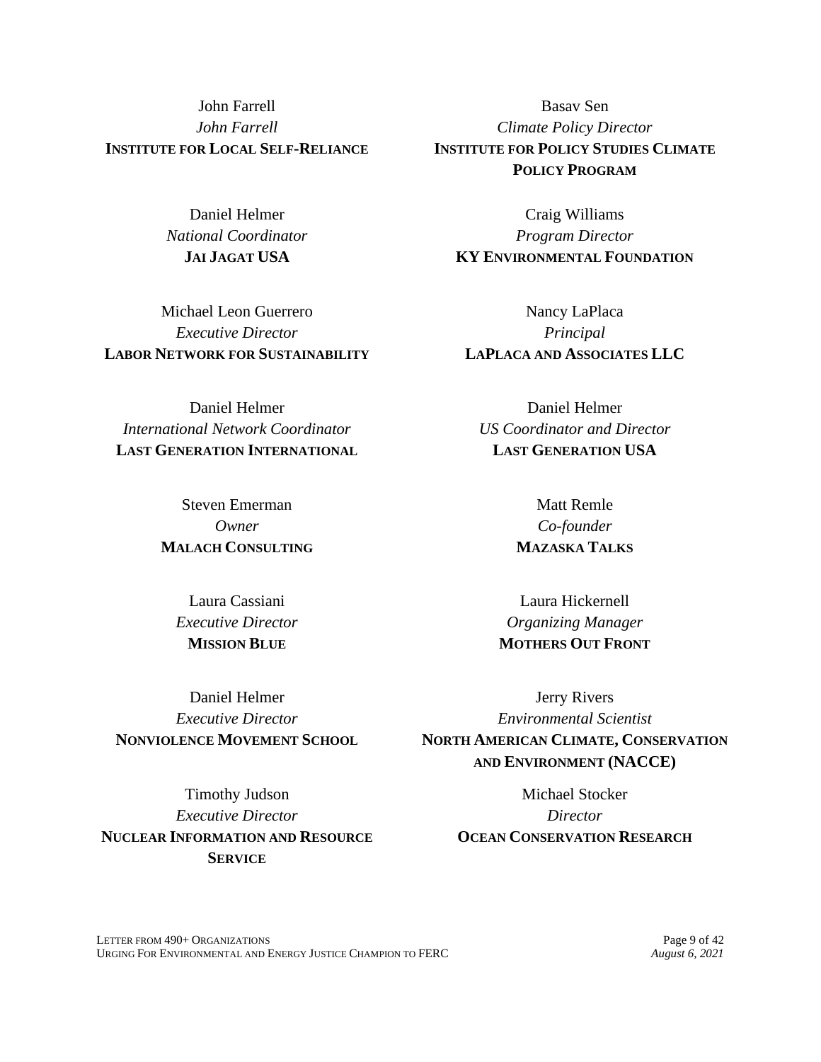John Farrell
*John Farrell*
**INSTITUTE FOR LOCAL SELF-RELIANCE**

Basav Sen
*Climate Policy Director*
**INSTITUTE FOR POLICY STUDIES CLIMATE POLICY PROGRAM**

Daniel Helmer
*National Coordinator*
**JAI JAGAT USA**

Craig Williams
*Program Director*
**KY ENVIRONMENTAL FOUNDATION**

Michael Leon Guerrero
*Executive Director*
**LABOR NETWORK FOR SUSTAINABILITY**

Nancy LaPlaca
*Principal*
**LAPLACA AND ASSOCIATES LLC**

Daniel Helmer
*International Network Coordinator*
**LAST GENERATION INTERNATIONAL**

Daniel Helmer
*US Coordinator and Director*
**LAST GENERATION USA**

Steven Emerman
*Owner*
**MALACH CONSULTING**

Matt Remle
*Co-founder*
**MAZASKA TALKS**

Laura Cassiani
*Executive Director*
**MISSION BLUE**

Laura Hickernell
*Organizing Manager*
**MOTHERS OUT FRONT**

Daniel Helmer
*Executive Director*
**NONVIOLENCE MOVEMENT SCHOOL**

Jerry Rivers
*Environmental Scientist*
**NORTH AMERICAN CLIMATE, CONSERVATION AND ENVIRONMENT (NACCE)**

Timothy Judson
*Executive Director*
**NUCLEAR INFORMATION AND RESOURCE SERVICE**

Michael Stocker
*Director*
**OCEAN CONSERVATION RESEARCH**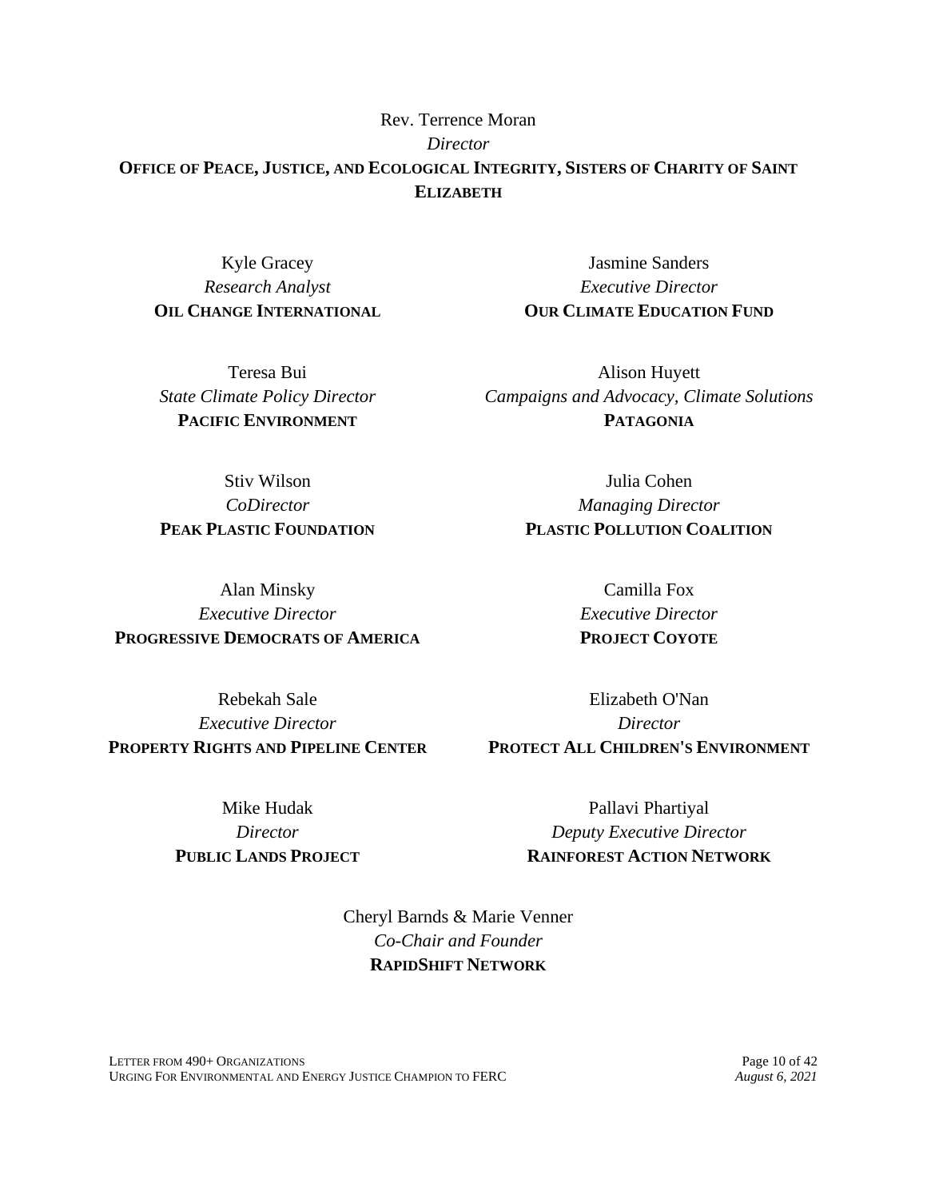Rev. Terrence Moran
*Director*
**OFFICE OF PEACE, JUSTICE, AND ECOLOGICAL INTEGRITY, SISTERS OF CHARITY OF SAINT ELIZABETH**

Kyle Gracey
*Research Analyst*
**OIL CHANGE INTERNATIONAL**

Jasmine Sanders
*Executive Director*
**OUR CLIMATE EDUCATION FUND**

Teresa Bui
*State Climate Policy Director*
**PACIFIC ENVIRONMENT**

Alison Huyett
*Campaigns and Advocacy, Climate Solutions*
**PATAGONIA**

Stiv Wilson
*CoDirector*
**PEAK PLASTIC FOUNDATION**

Julia Cohen
*Managing Director*
**PLASTIC POLLUTION COALITION**

Alan Minsky
*Executive Director*
**PROGRESSIVE DEMOCRATS OF AMERICA**

Camilla Fox
*Executive Director*
**PROJECT COYOTE**

Rebekah Sale
*Executive Director*
**PROPERTY RIGHTS AND PIPELINE CENTER**

Elizabeth O'Nan
*Director*
**PROTECT ALL CHILDREN'S ENVIRONMENT**

Mike Hudak
*Director*
**PUBLIC LANDS PROJECT**

Pallavi Phartiyal
*Deputy Executive Director*
**RAINFOREST ACTION NETWORK**

Cheryl Barnds & Marie Venner
*Co-Chair and Founder*
**RAPIDSHIFT NETWORK**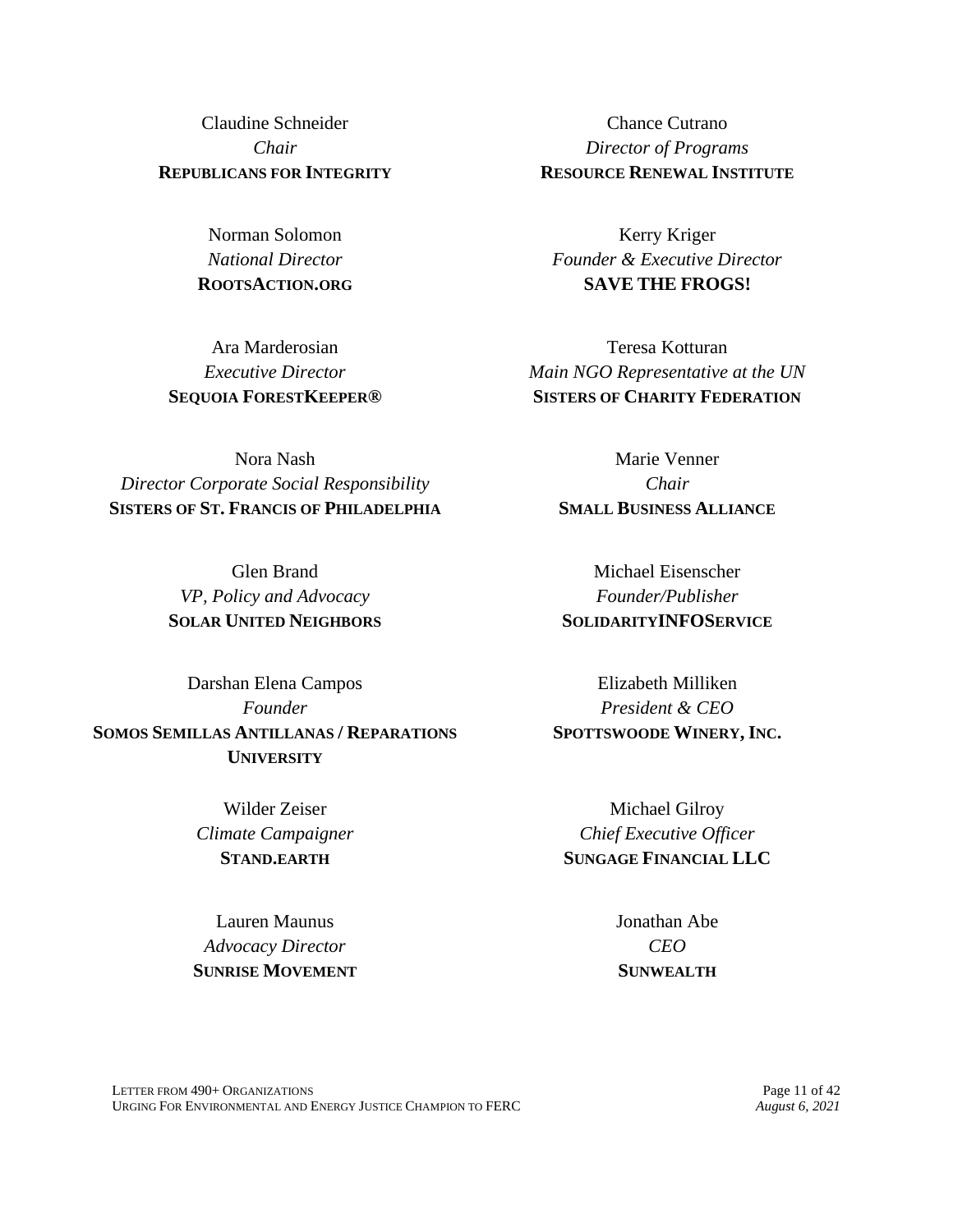Claudine Schneider
*Chair*
**REPUBLICANS FOR INTEGRITY**

Chance Cutrano
*Director of Programs*
**RESOURCE RENEWAL INSTITUTE**

Norman Solomon
*National Director*
**ROOTSACTION.ORG**

Kerry Kriger
*Founder & Executive Director*
**SAVE THE FROGS!**

Ara Marderosian
*Executive Director*
**SEQUOIA FORESTKEEPER®**

Teresa Kotturan
*Main NGO Representative at the UN*
**SISTERS OF CHARITY FEDERATION**

Nora Nash
*Director Corporate Social Responsibility*
**SISTERS OF ST. FRANCIS OF PHILADELPHIA**

Marie Venner
*Chair*
**SMALL BUSINESS ALLIANCE**

Glen Brand
*VP, Policy and Advocacy*
**SOLAR UNITED NEIGHBORS**

Michael Eisenscher
*Founder/Publisher*
**SOLIDARITYINFOSERVICE**

Darshan Elena Campos
*Founder*
**SOMOS SEMILLAS ANTILLANAS / REPARATIONS UNIVERSITY**

Elizabeth Milliken
*President & CEO*
**SPOTTSWOODE WINERY, INC.**

Wilder Zeiser
*Climate Campaigner*
**STAND.EARTH**

Michael Gilroy
*Chief Executive Officer*
**SUNGAGE FINANCIAL LLC**

Lauren Maunus
*Advocacy Director*
**SUNRISE MOVEMENT**

Jonathan Abe
*CEO*
**SUNWEALTH**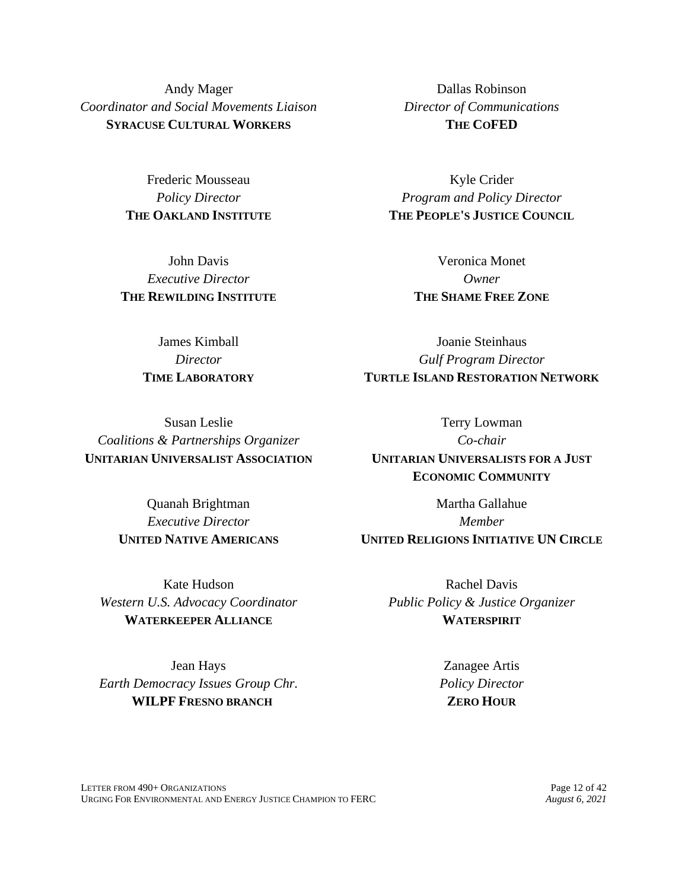Andy Mager
*Coordinator and Social Movements Liaison*
**SYRACUSE CULTURAL WORKERS**

Dallas Robinson
*Director of Communications*
**THE COFED**

Frederic Mousseau
*Policy Director*
**THE OAKLAND INSTITUTE**

Kyle Crider
*Program and Policy Director*
**THE PEOPLE'S JUSTICE COUNCIL**

John Davis
*Executive Director*
**THE REWILDING INSTITUTE**

Veronica Monet
*Owner*
**THE SHAME FREE ZONE**

James Kimball
*Director*
**TIME LABORATORY**

Joanie Steinhaus
*Gulf Program Director*
**TURTLE ISLAND RESTORATION NETWORK**

Susan Leslie
*Coalitions & Partnerships Organizer*
**UNITARIAN UNIVERSALIST ASSOCIATION**

Terry Lowman
*Co-chair*
**UNITARIAN UNIVERSALISTS FOR A JUST ECONOMIC COMMUNITY**

Quanah Brightman
*Executive Director*
**UNITED NATIVE AMERICANS**

Martha Gallahue
*Member*
**UNITED RELIGIONS INITIATIVE UN CIRCLE**

Kate Hudson
*Western U.S. Advocacy Coordinator*
**WATERKEEPER ALLIANCE**

Rachel Davis
*Public Policy & Justice Organizer*
**WATERSPIRIT**

Jean Hays
*Earth Democracy Issues Group Chr.*
**WILPF FRESNO BRANCH**

Zanagee Artis
*Policy Director*
**ZERO HOUR**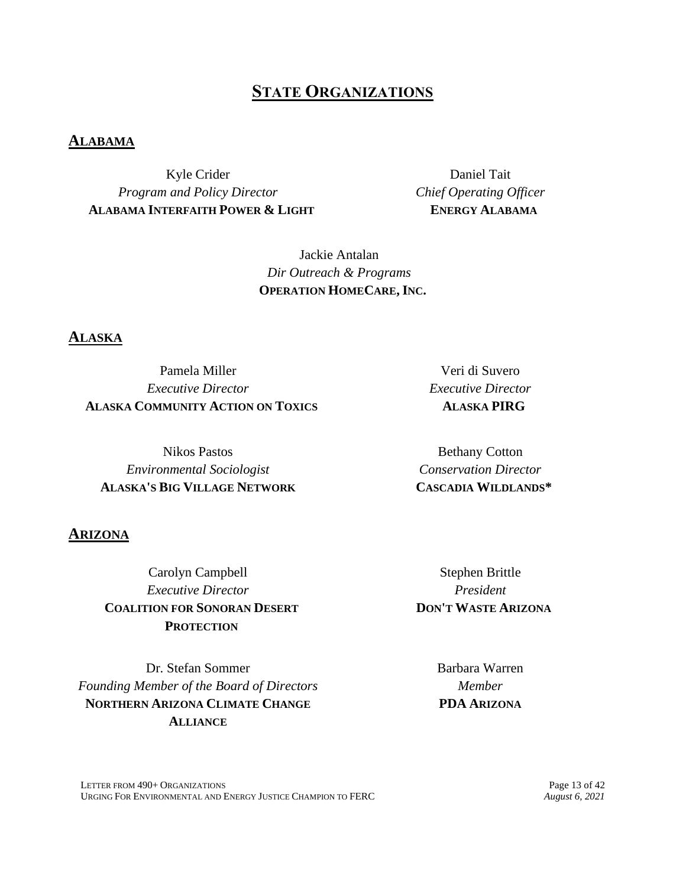# STATE ORGANIZATIONS

## ALABAMA

Kyle Crider
*Program and Policy Director*
**ALABAMA INTERFAITH POWER & LIGHT**

Daniel Tait
*Chief Operating Officer*
**ENERGY ALABAMA**

Jackie Antalan
*Dir Outreach & Programs*
**OPERATION HOMECARE, INC.**

## ALASKA

Pamela Miller
*Executive Director*
**ALASKA COMMUNITY ACTION ON TOXICS**

Veri di Suvero
*Executive Director*
**ALASKA PIRG**

Nikos Pastos
*Environmental Sociologist*
**ALASKA'S BIG VILLAGE NETWORK**

Bethany Cotton
*Conservation Director*
**CASCADIA WILDLANDS***

## ARIZONA

Carolyn Campbell
*Executive Director*
**COALITION FOR SONORAN DESERT PROTECTION**

Stephen Brittle
*President*
**DON'T WASTE ARIZONA**

Dr. Stefan Sommer
*Founding Member of the Board of Directors*
**NORTHERN ARIZONA CLIMATE CHANGE ALLIANCE**

Barbara Warren
*Member*
**PDA ARIZONA**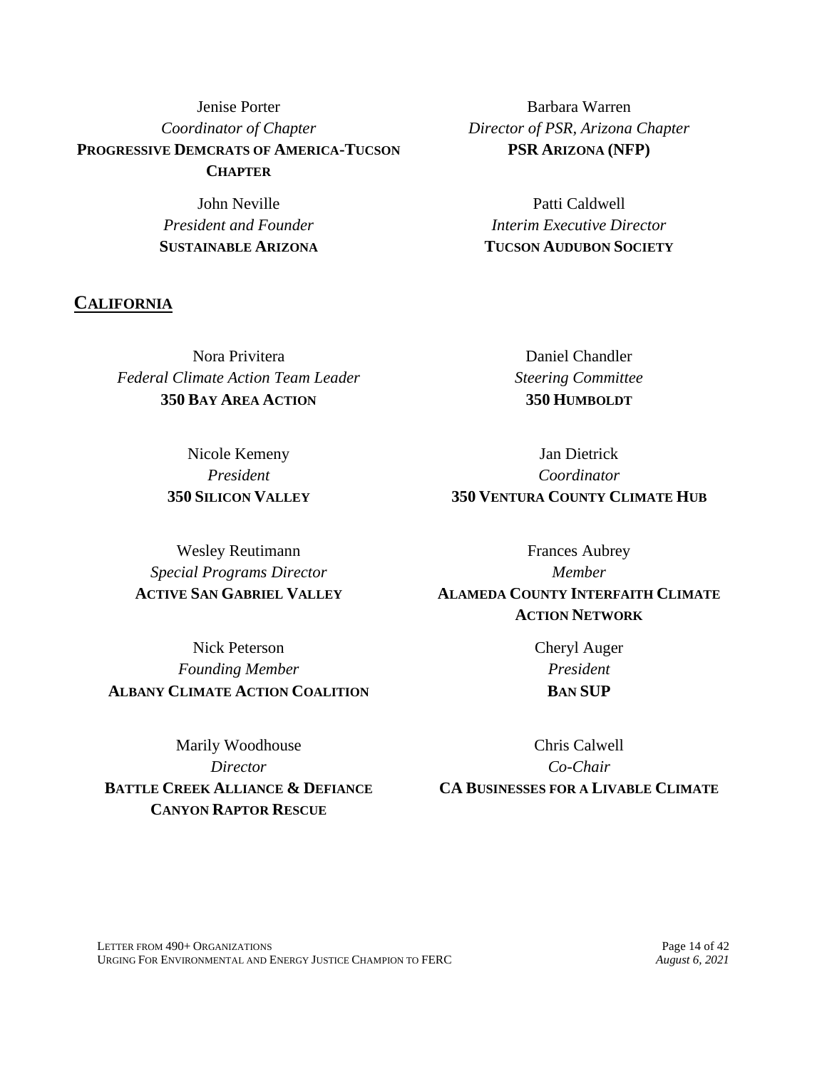Jenise Porter
*Coordinator of Chapter*
**PROGRESSIVE DEMCRATS OF AMERICA-TUCSON CHAPTER**

Barbara Warren
*Director of PSR, Arizona Chapter*
**PSR ARIZONA (NFP)**

John Neville
*President and Founder*
**SUSTAINABLE ARIZONA**

Patti Caldwell
*Interim Executive Director*
**TUCSON AUDUBON SOCIETY**

## CALIFORNIA

Nora Privitera
*Federal Climate Action Team Leader*
**350 BAY AREA ACTION**

Daniel Chandler
*Steering Committee*
**350 HUMBOLDT**

Nicole Kemeny
*President*
**350 SILICON VALLEY**

Jan Dietrick
*Coordinator*
**350 VENTURA COUNTY CLIMATE HUB**

Wesley Reutimann
*Special Programs Director*
**ACTIVE SAN GABRIEL VALLEY**

Frances Aubrey
*Member*
**ALAMEDA COUNTY INTERFAITH CLIMATE ACTION NETWORK**

Nick Peterson
*Founding Member*
**ALBANY CLIMATE ACTION COALITION**

Cheryl Auger
*President*
**BAN SUP**

Marily Woodhouse
*Director*
**BATTLE CREEK ALLIANCE & DEFIANCE CANYON RAPTOR RESCUE**

Chris Calwell
*Co-Chair*
**CA BUSINESSES FOR A LIVABLE CLIMATE**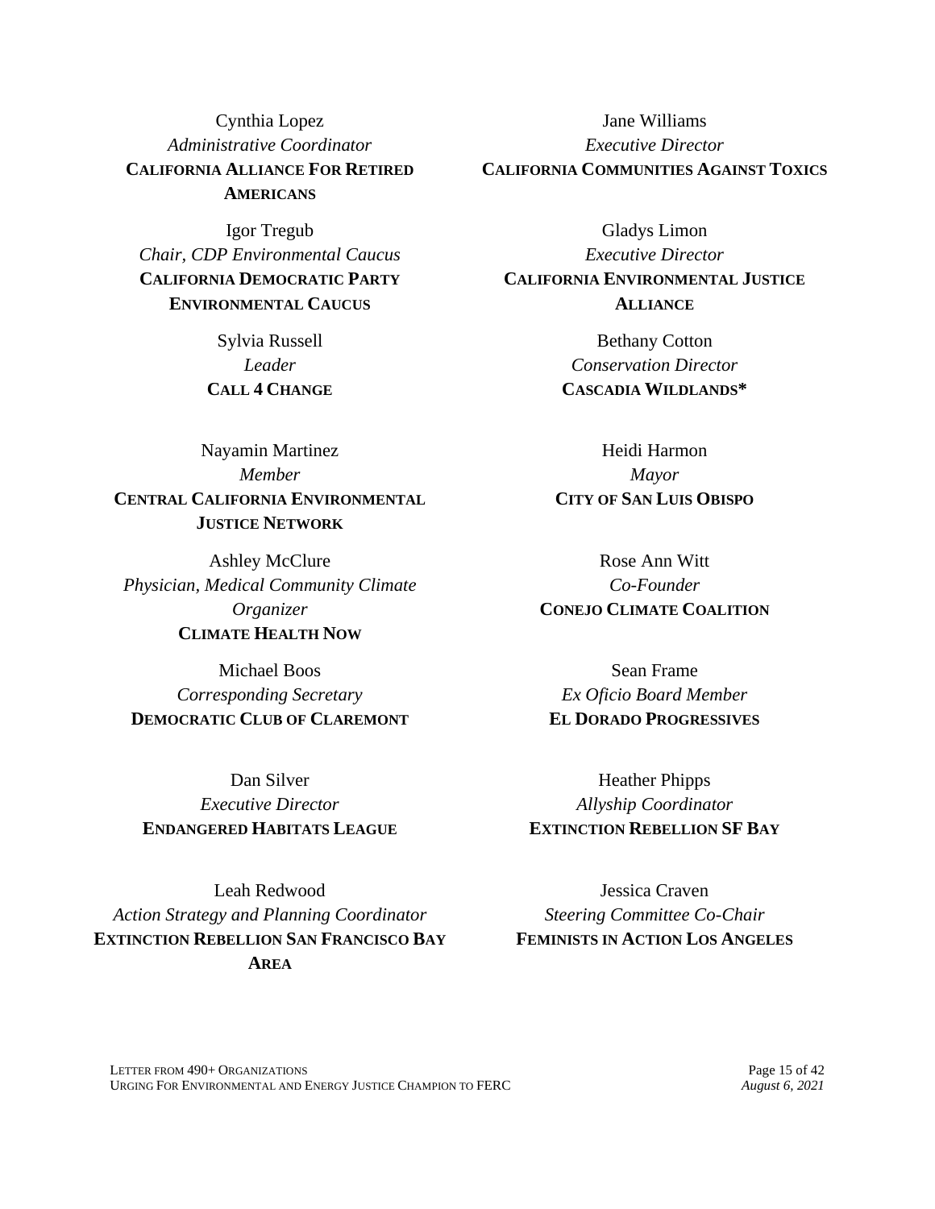Cynthia Lopez
*Administrative Coordinator*
**CALIFORNIA ALLIANCE FOR RETIRED AMERICANS**

Jane Williams
*Executive Director*
**CALIFORNIA COMMUNITIES AGAINST TOXICS**

Igor Tregub
*Chair, CDP Environmental Caucus*
**CALIFORNIA DEMOCRATIC PARTY ENVIRONMENTAL CAUCUS**

Gladys Limon
*Executive Director*
**CALIFORNIA ENVIRONMENTAL JUSTICE ALLIANCE**

Sylvia Russell
*Leader*
**CALL 4 CHANGE**

Bethany Cotton
*Conservation Director*
**CASCADIA WILDLANDS***

Nayamin Martinez
*Member*
**CENTRAL CALIFORNIA ENVIRONMENTAL JUSTICE NETWORK**

Heidi Harmon
*Mayor*
**CITY OF SAN LUIS OBISPO**

Ashley McClure
*Physician, Medical Community Climate Organizer*
**CLIMATE HEALTH NOW**

Rose Ann Witt
*Co-Founder*
**CONEJO CLIMATE COALITION**

Michael Boos
*Corresponding Secretary*
**DEMOCRATIC CLUB OF CLAREMONT**

Sean Frame
*Ex Oficio Board Member*
**EL DORADO PROGRESSIVES**

Dan Silver
*Executive Director*
**ENDANGERED HABITATS LEAGUE**

Heather Phipps
*Allyship Coordinator*
**EXTINCTION REBELLION SF BAY**

Leah Redwood
*Action Strategy and Planning Coordinator*
**EXTINCTION REBELLION SAN FRANCISCO BAY AREA**

Jessica Craven
*Steering Committee Co-Chair*
**FEMINISTS IN ACTION LOS ANGELES**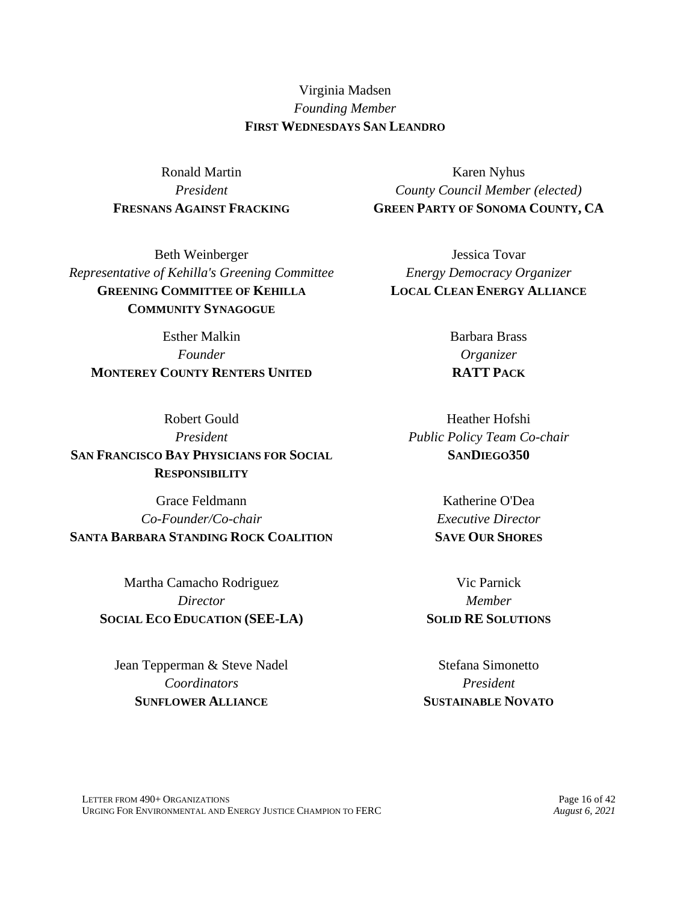Virginia Madsen
*Founding Member*
**FIRST WEDNESDAYS SAN LEANDRO**

Ronald Martin
*President*
**FRESNANS AGAINST FRACKING**

Karen Nyhus
*County Council Member (elected)*
**GREEN PARTY OF SONOMA COUNTY, CA**

Beth Weinberger
*Representative of Kehilla's Greening Committee*
**GREENING COMMITTEE OF KEHILLA COMMUNITY SYNAGOGUE**

Jessica Tovar
*Energy Democracy Organizer*
**LOCAL CLEAN ENERGY ALLIANCE**

Esther Malkin
*Founder*
**MONTEREY COUNTY RENTERS UNITED**

Barbara Brass
*Organizer*
**RATT PACK**

Robert Gould
*President*
**SAN FRANCISCO BAY PHYSICIANS FOR SOCIAL RESPONSIBILITY**

Heather Hofshi
*Public Policy Team Co-chair*
**SANDIEGO350**

Grace Feldmann
*Co-Founder/Co-chair*
**SANTA BARBARA STANDING ROCK COALITION**

Katherine O'Dea
*Executive Director*
**SAVE OUR SHORES**

Martha Camacho Rodriguez
*Director*
**SOCIAL ECO EDUCATION (SEE-LA)**

Vic Parnick
*Member*
**SOLID RE SOLUTIONS**

Jean Tepperman & Steve Nadel
*Coordinators*
**SUNFLOWER ALLIANCE**

Stefana Simonetto
*President*
**SUSTAINABLE NOVATO**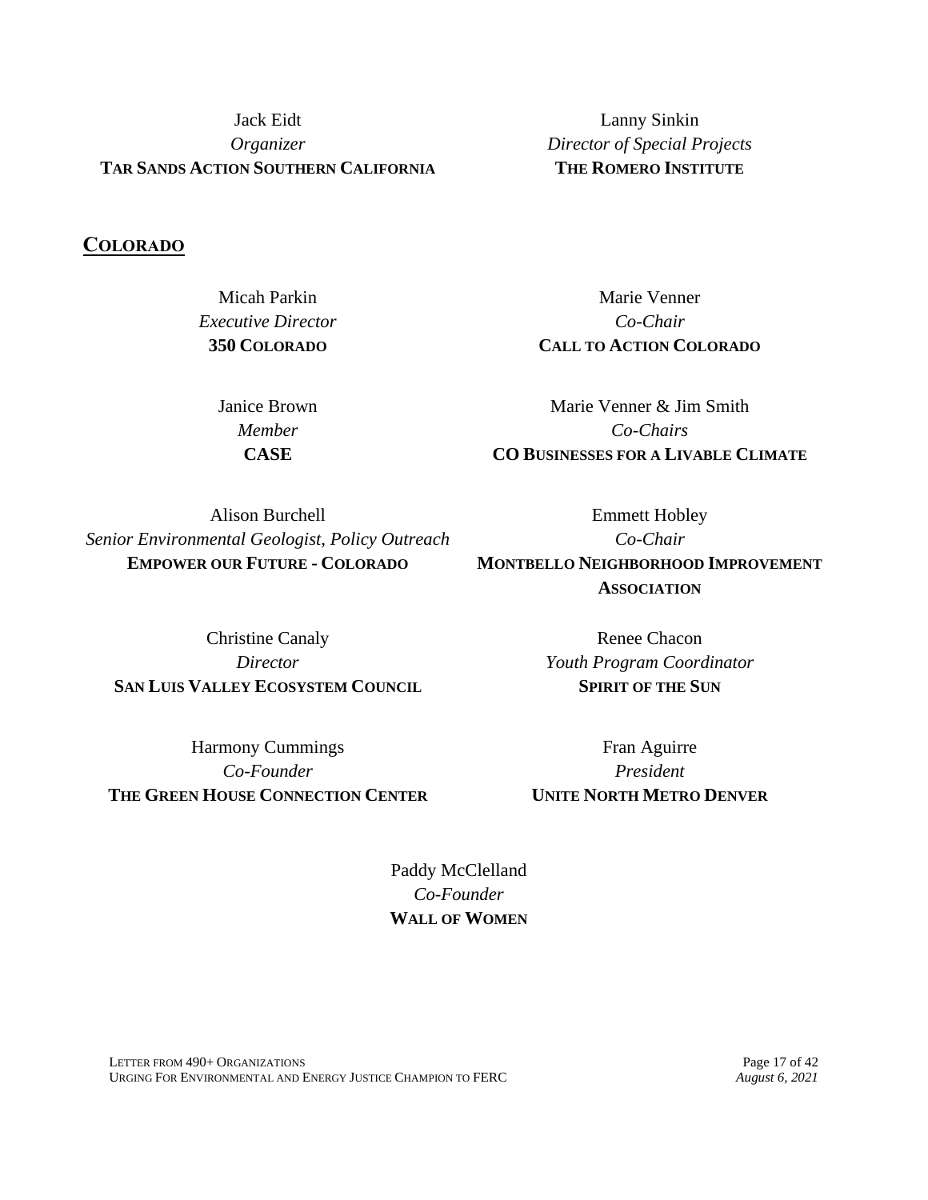Jack Eidt
*Organizer*
**TAR SANDS ACTION SOUTHERN CALIFORNIA**

Lanny Sinkin
*Director of Special Projects*
**THE ROMERO INSTITUTE**

## COLORADO

Micah Parkin
*Executive Director*
**350 COLORADO**

Marie Venner
*Co-Chair*
**CALL TO ACTION COLORADO**

Janice Brown
*Member*
**CASE**

Marie Venner & Jim Smith
*Co-Chairs*
**CO BUSINESSES FOR A LIVABLE CLIMATE**

Alison Burchell
*Senior Environmental Geologist, Policy Outreach*
**EMPOWER OUR FUTURE - COLORADO**

Emmett Hobley
*Co-Chair*
**MONTBELLO NEIGHBORHOOD IMPROVEMENT ASSOCIATION**

Christine Canaly
*Director*
**SAN LUIS VALLEY ECOSYSTEM COUNCIL**

Renee Chacon
*Youth Program Coordinator*
**SPIRIT OF THE SUN**

Harmony Cummings
*Co-Founder*
**THE GREEN HOUSE CONNECTION CENTER**

Fran Aguirre
*President*
**UNITE NORTH METRO DENVER**

Paddy McClelland
*Co-Founder*
**WALL OF WOMEN**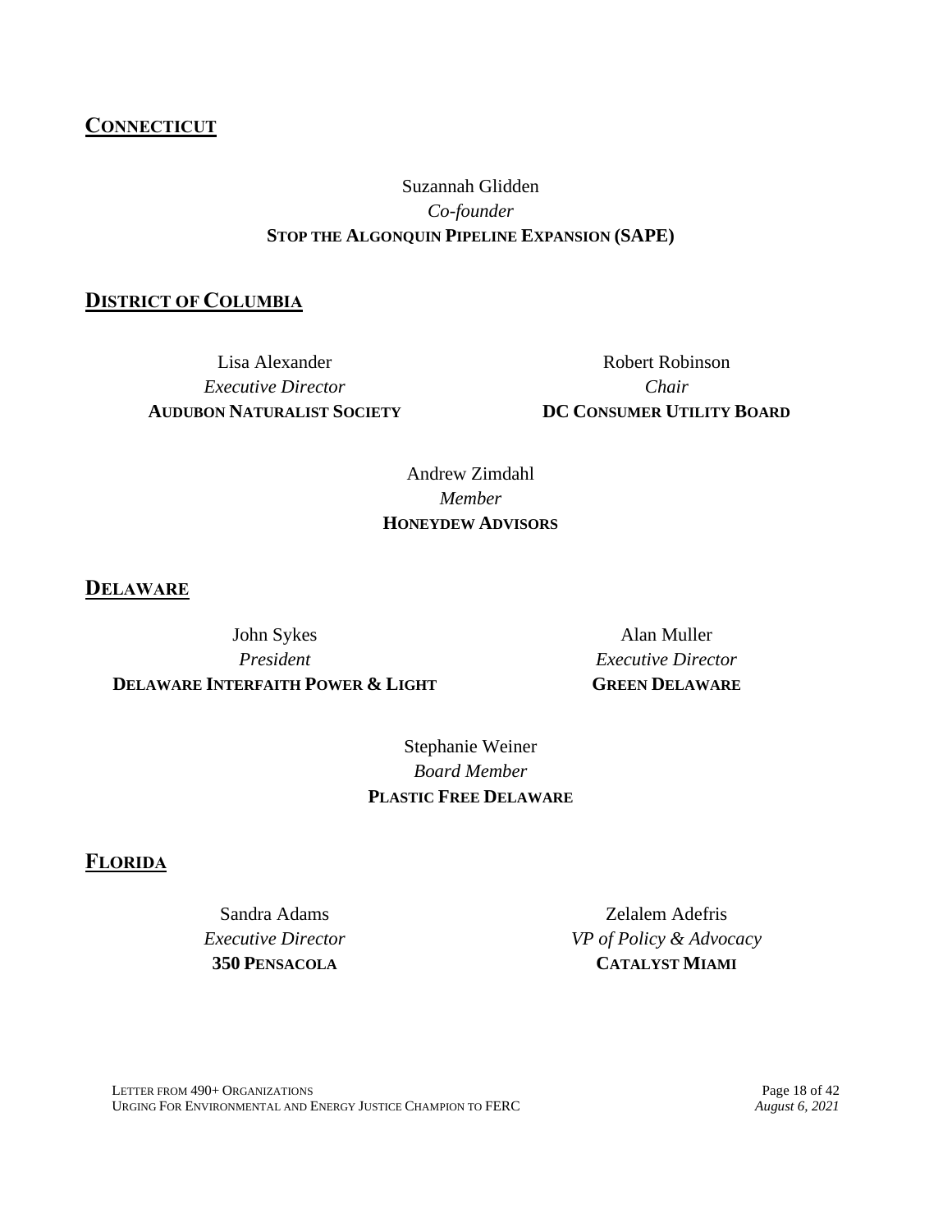## CONNECTICUT

Suzannah Glidden
*Co-founder*
**STOP THE ALGONQUIN PIPELINE EXPANSION (SAPE)**

## DISTRICT OF COLUMBIA

Lisa Alexander
*Executive Director*
**AUDUBON NATURALIST SOCIETY**

Robert Robinson
*Chair*
**DC CONSUMER UTILITY BOARD**

Andrew Zimdahl
*Member*
**HONEYDEW ADVISORS**

## DELAWARE

John Sykes
*President*
**DELAWARE INTERFAITH POWER & LIGHT**

Alan Muller
*Executive Director*
**GREEN DELAWARE**

Stephanie Weiner
*Board Member*
**PLASTIC FREE DELAWARE**

## FLORIDA

Sandra Adams
*Executive Director*
**350 PENSACOLA**

Zelalem Adefris
*VP of Policy & Advocacy*
**CATALYST MIAMI**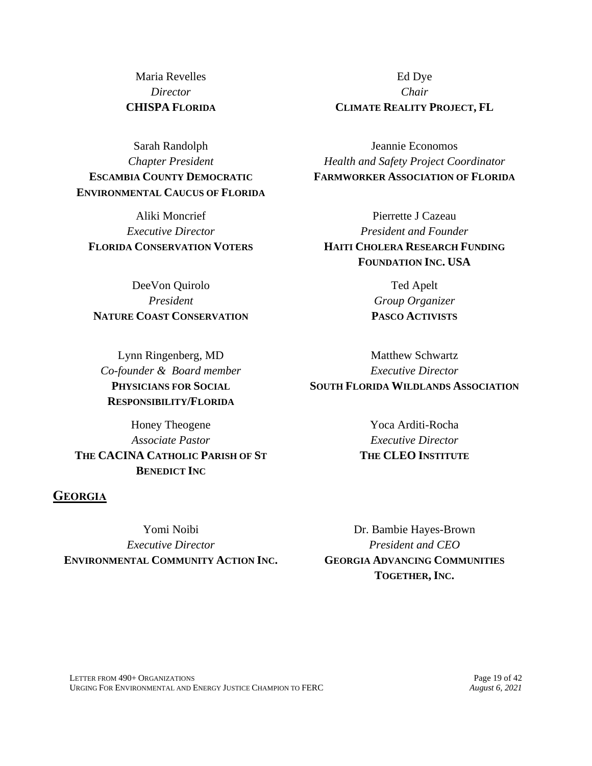Maria Revelles
*Director*
**CHISPA FLORIDA**

Ed Dye
*Chair*
**CLIMATE REALITY PROJECT, FL**

Sarah Randolph
*Chapter President*
**ESCAMBIA COUNTY DEMOCRATIC ENVIRONMENTAL CAUCUS OF FLORIDA**

Jeannie Economos
*Health and Safety Project Coordinator*
**FARMWORKER ASSOCIATION OF FLORIDA**

Aliki Moncrief
*Executive Director*
**FLORIDA CONSERVATION VOTERS**

Pierrette J Cazeau
*President and Founder*
**HAITI CHOLERA RESEARCH FUNDING FOUNDATION INC. USA**

DeeVon Quirolo
*President*
**NATURE COAST CONSERVATION**

Ted Apelt
*Group Organizer*
**PASCO ACTIVISTS**

Lynn Ringenberg, MD
*Co-founder & Board member*
**PHYSICIANS FOR SOCIAL RESPONSIBILITY/FLORIDA**

Matthew Schwartz
*Executive Director*
**SOUTH FLORIDA WILDLANDS ASSOCIATION**

Honey Theogene
*Associate Pastor*
**THE CACINA CATHOLIC PARISH OF ST BENEDICT INC**

Yoca Arditi-Rocha
*Executive Director*
**THE CLEO INSTITUTE**

## GEORGIA

Yomi Noibi
*Executive Director*
**ENVIRONMENTAL COMMUNITY ACTION INC.**

Dr. Bambie Hayes-Brown
*President and CEO*
**GEORGIA ADVANCING COMMUNITIES TOGETHER, INC.**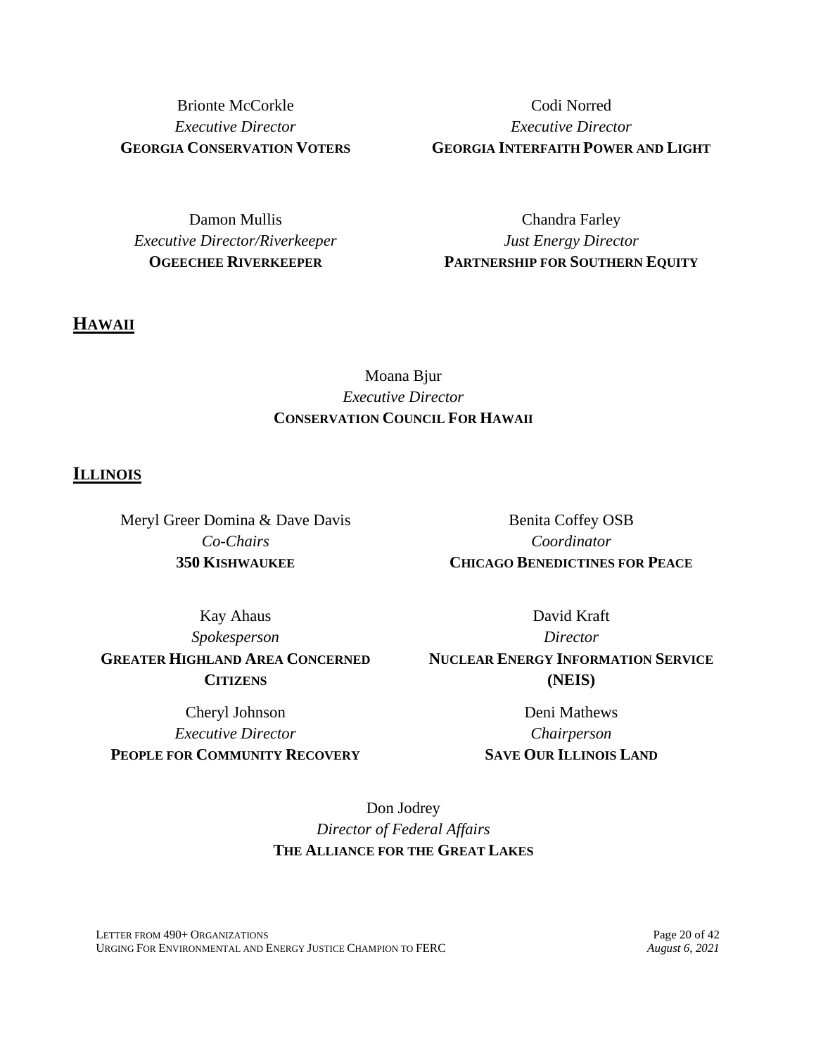Brionte McCorkle
*Executive Director*
**GEORGIA CONSERVATION VOTERS**

Codi Norred
*Executive Director*
**GEORGIA INTERFAITH POWER AND LIGHT**

Damon Mullis
*Executive Director/Riverkeeper*
**OGEECHEE RIVERKEEPER**

Chandra Farley
*Just Energy Director*
**PARTNERSHIP FOR SOUTHERN EQUITY**

## HAWAII

Moana Bjur
*Executive Director*
**CONSERVATION COUNCIL FOR HAWAII**

## ILLINOIS

Meryl Greer Domina & Dave Davis
*Co-Chairs*
**350 KISHWAUKEE**

Benita Coffey OSB
*Coordinator*
**CHICAGO BENEDICTINES FOR PEACE**

Kay Ahaus
*Spokesperson*
**GREATER HIGHLAND AREA CONCERNED CITIZENS**

David Kraft
*Director*
**NUCLEAR ENERGY INFORMATION SERVICE (NEIS)**

Cheryl Johnson
*Executive Director*
**PEOPLE FOR COMMUNITY RECOVERY**

Deni Mathews
*Chairperson*
**SAVE OUR ILLINOIS LAND**

Don Jodrey
*Director of Federal Affairs*
**THE ALLIANCE FOR THE GREAT LAKES**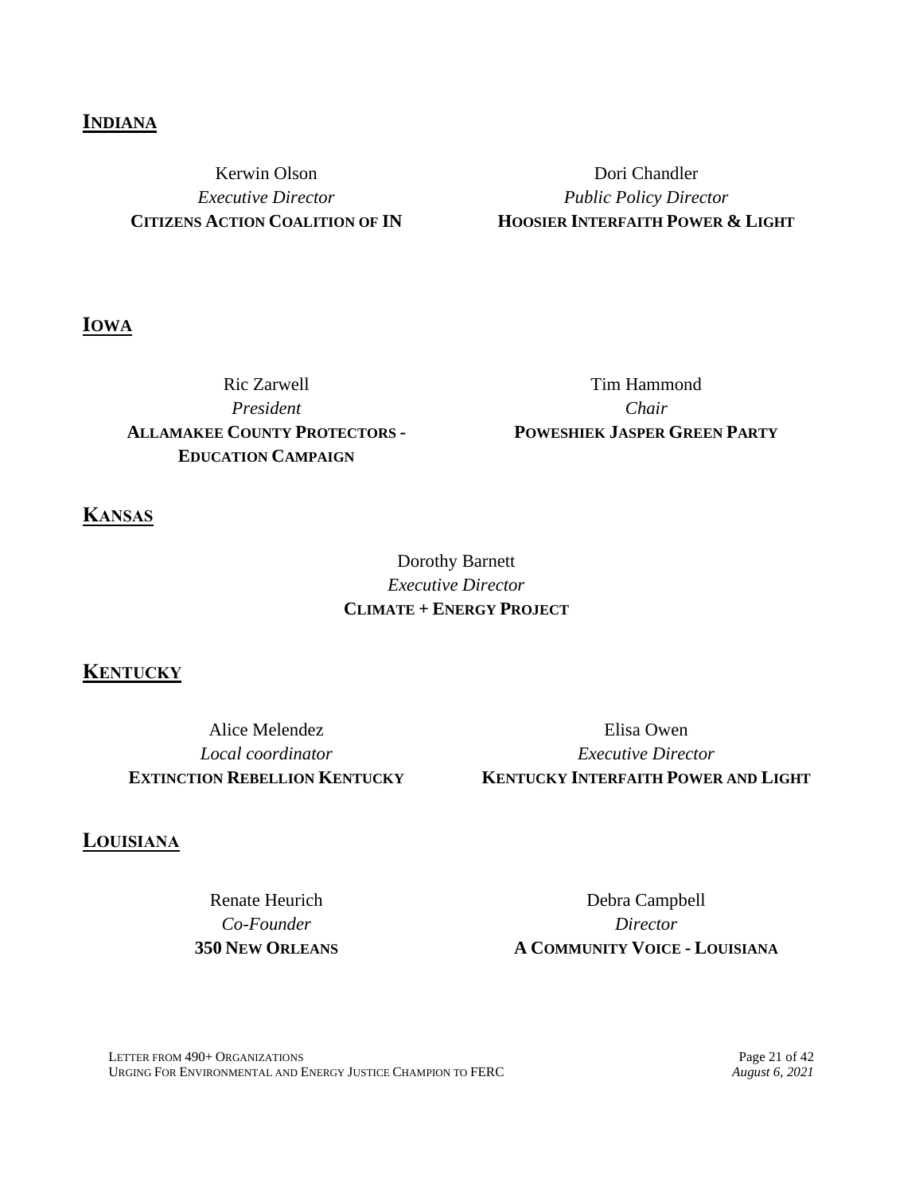## **INDIANA**

Kerwin Olson
*Executive Director*
**CITIZENS ACTION COALITION OF IN**

Dori Chandler
*Public Policy Director*
**HOOSIER INTERFAITH POWER & LIGHT**

## **IOWA**

Ric Zarwell
*President*
**ALLAMAKEE COUNTY PROTECTORS - EDUCATION CAMPAIGN**

Tim Hammond
*Chair*
**POWESHIEK JASPER GREEN PARTY**

## **KANSAS**

Dorothy Barnett
*Executive Director*
**CLIMATE + ENERGY PROJECT**

## **KENTUCKY**

Alice Melendez
*Local coordinator*
**EXTINCTION REBELLION KENTUCKY**

Elisa Owen
*Executive Director*
**KENTUCKY INTERFAITH POWER AND LIGHT**

## **LOUISIANA**

Renate Heurich
*Co-Founder*
**350 NEW ORLEANS**

Debra Campbell
*Director*
**A COMMUNITY VOICE - LOUISIANA**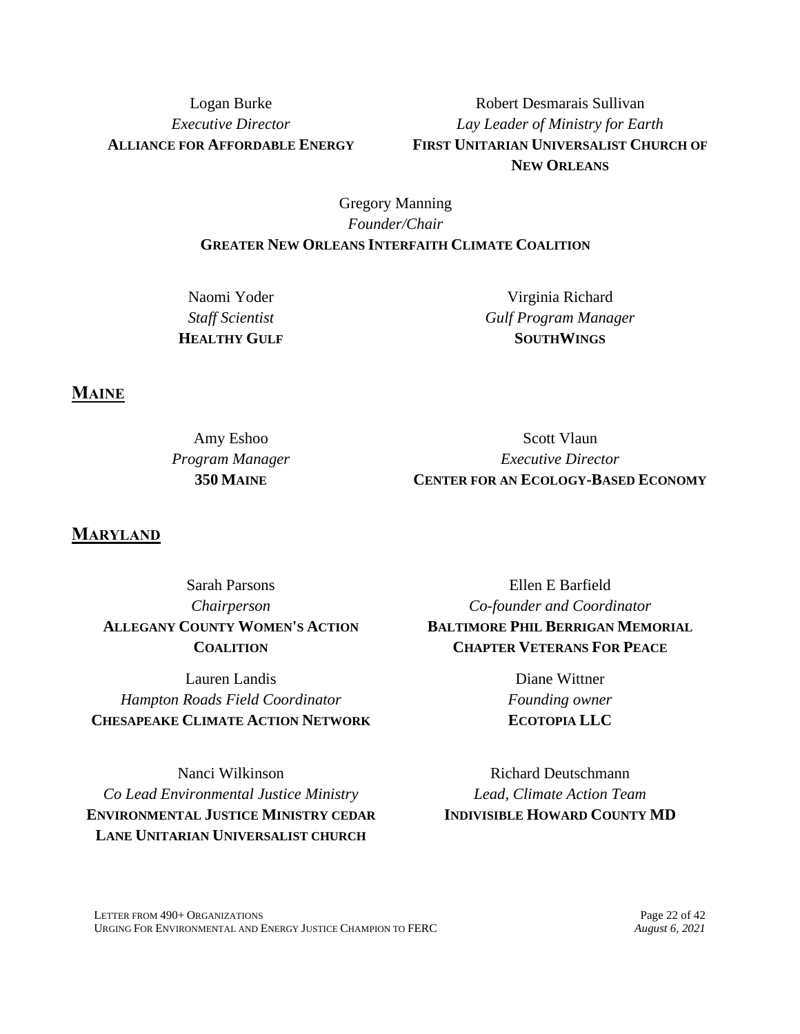Logan Burke
*Executive Director*
**ALLIANCE FOR AFFORDABLE ENERGY**

Robert Desmarais Sullivan
*Lay Leader of Ministry for Earth*
**FIRST UNITARIAN UNIVERSALIST CHURCH OF NEW ORLEANS**

Gregory Manning
*Founder/Chair*
**GREATER NEW ORLEANS INTERFAITH CLIMATE COALITION**

Naomi Yoder
*Staff Scientist*
**HEALTHY GULF**

Virginia Richard
*Gulf Program Manager*
**SOUTHWINGS**

## MAINE

Amy Eshoo
*Program Manager*
**350 MAINE**

Scott Vlaun
*Executive Director*
**CENTER FOR AN ECOLOGY-BASED ECONOMY**

## MARYLAND

Sarah Parsons
*Chairperson*
**ALLEGANY COUNTY WOMEN'S ACTION COALITION**

Ellen E Barfield
*Co-founder and Coordinator*
**BALTIMORE PHIL BERRIGAN MEMORIAL CHAPTER VETERANS FOR PEACE**

Lauren Landis
*Hampton Roads Field Coordinator*
**CHESAPEAKE CLIMATE ACTION NETWORK**

Diane Wittner
*Founding owner*
**ECOTOPIA LLC**

Nanci Wilkinson
*Co Lead Environmental Justice Ministry*
**ENVIRONMENTAL JUSTICE MINISTRY CEDAR LANE UNITARIAN UNIVERSALIST CHURCH**

Richard Deutschmann
*Lead, Climate Action Team*
**INDIVISIBLE HOWARD COUNTY MD**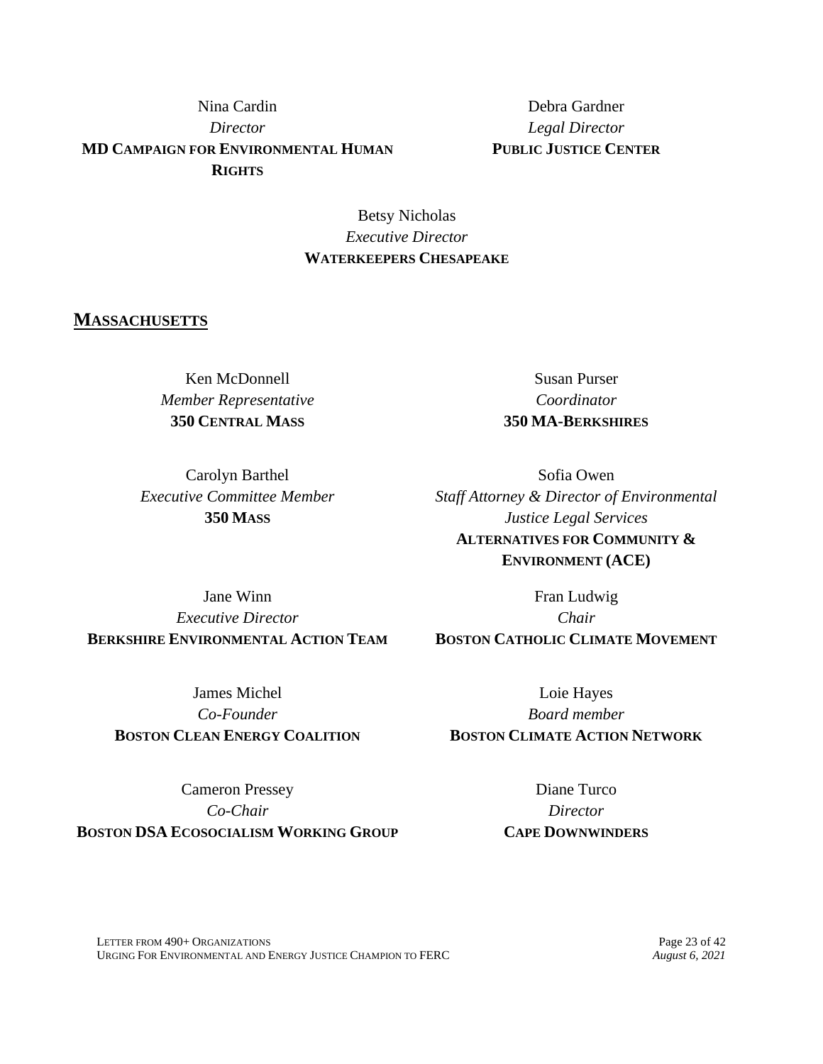Nina Cardin
*Director*
**MD CAMPAIGN FOR ENVIRONMENTAL HUMAN RIGHTS**

Debra Gardner
*Legal Director*
**PUBLIC JUSTICE CENTER**

Betsy Nicholas
*Executive Director*
**WATERKEEPERS CHESAPEAKE**

## MASSACHUSETTS

Ken McDonnell
*Member Representative*
**350 CENTRAL MASS**

Susan Purser
*Coordinator*
**350 MA-BERKSHIRES**

Carolyn Barthel
*Executive Committee Member*
**350 MASS**

Sofia Owen
*Staff Attorney & Director of Environmental Justice Legal Services*
**ALTERNATIVES FOR COMMUNITY & ENVIRONMENT (ACE)**

Jane Winn
*Executive Director*
**BERKSHIRE ENVIRONMENTAL ACTION TEAM**

Fran Ludwig
*Chair*
**BOSTON CATHOLIC CLIMATE MOVEMENT**

James Michel
*Co-Founder*
**BOSTON CLEAN ENERGY COALITION**

Loie Hayes
*Board member*
**BOSTON CLIMATE ACTION NETWORK**

Cameron Pressey
*Co-Chair*
**BOSTON DSA ECOSOCIALISM WORKING GROUP**

Diane Turco
*Director*
**CAPE DOWNWINDERS**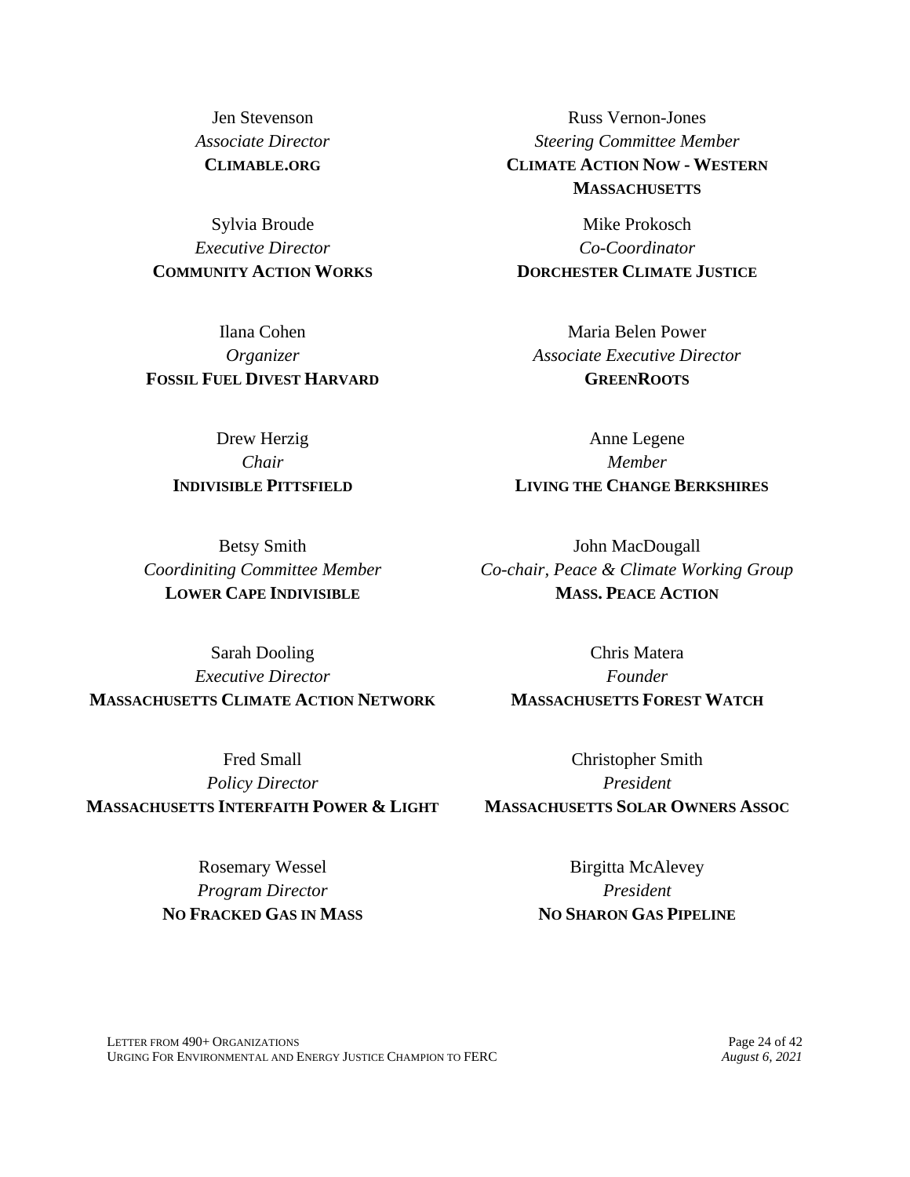Jen Stevenson
*Associate Director*
**CLIMABLE.ORG**

Russ Vernon-Jones
*Steering Committee Member*
**CLIMATE ACTION NOW - WESTERN MASSACHUSETTS**

Sylvia Broude
*Executive Director*
**COMMUNITY ACTION WORKS**

Mike Prokosch
*Co-Coordinator*
**DORCHESTER CLIMATE JUSTICE**

Ilana Cohen
*Organizer*
**FOSSIL FUEL DIVEST HARVARD**

Maria Belen Power
*Associate Executive Director*
**GREENROOTS**

Drew Herzig
*Chair*
**INDIVISIBLE PITTSFIELD**

Anne Legene
*Member*
**LIVING THE CHANGE BERKSHIRES**

Betsy Smith
*Coordiniting Committee Member*
**LOWER CAPE INDIVISIBLE**

John MacDougall
*Co-chair, Peace & Climate Working Group*
**MASS. PEACE ACTION**

Sarah Dooling
*Executive Director*
**MASSACHUSETTS CLIMATE ACTION NETWORK**

Chris Matera
*Founder*
**MASSACHUSETTS FOREST WATCH**

Fred Small
*Policy Director*
**MASSACHUSETTS INTERFAITH POWER & LIGHT**

Christopher Smith
*President*
**MASSACHUSETTS SOLAR OWNERS ASSOC**

Rosemary Wessel
*Program Director*
**NO FRACKED GAS IN MASS**

Birgitta McAlevey
*President*
**NO SHARON GAS PIPELINE**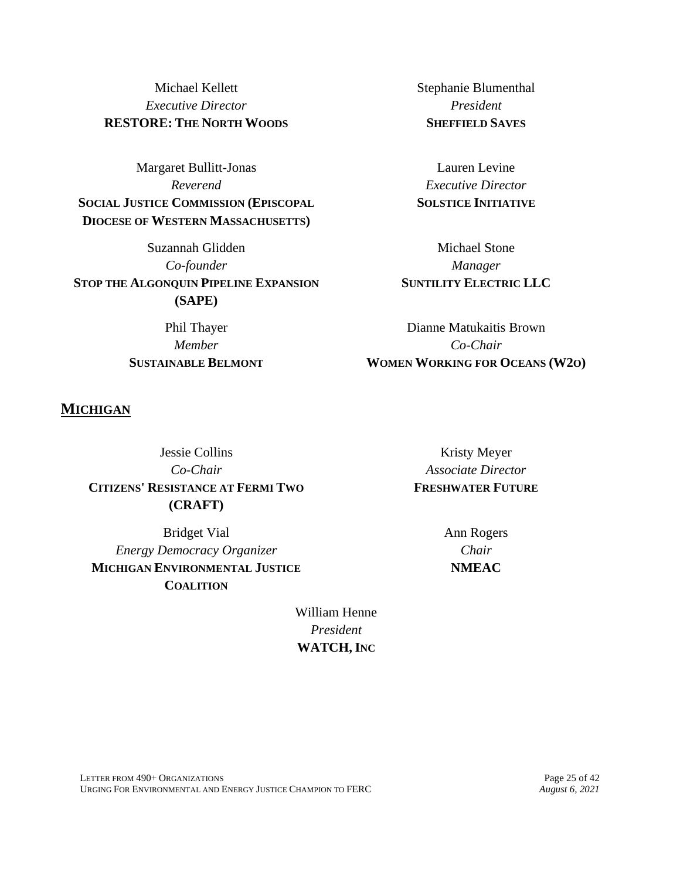Michael Kellett
*Executive Director*
**RESTORE: THE NORTH WOODS**

Stephanie Blumenthal
*President*
**SHEFFIELD SAVES**

Margaret Bullitt-Jonas
*Reverend*
**SOCIAL JUSTICE COMMISSION (EPISCOPAL DIOCESE OF WESTERN MASSACHUSETTS)**

Lauren Levine
*Executive Director*
**SOLSTICE INITIATIVE**

Suzannah Glidden
*Co-founder*
**STOP THE ALGONQUIN PIPELINE EXPANSION (SAPE)**

Michael Stone
*Manager*
**SUNTILITY ELECTRIC LLC**

Phil Thayer
*Member*
**SUSTAINABLE BELMONT**

Dianne Matukaitis Brown
*Co-Chair*
**WOMEN WORKING FOR OCEANS (W2O)**

## MICHIGAN

Jessie Collins
*Co-Chair*
**CITIZENS' RESISTANCE AT FERMI TWO (CRAFT)**

Kristy Meyer
*Associate Director*
**FRESHWATER FUTURE**

Bridget Vial
*Energy Democracy Organizer*
**MICHIGAN ENVIRONMENTAL JUSTICE COALITION**

Ann Rogers
*Chair*
**NMEAC**

William Henne
*President*
**WATCH, INC**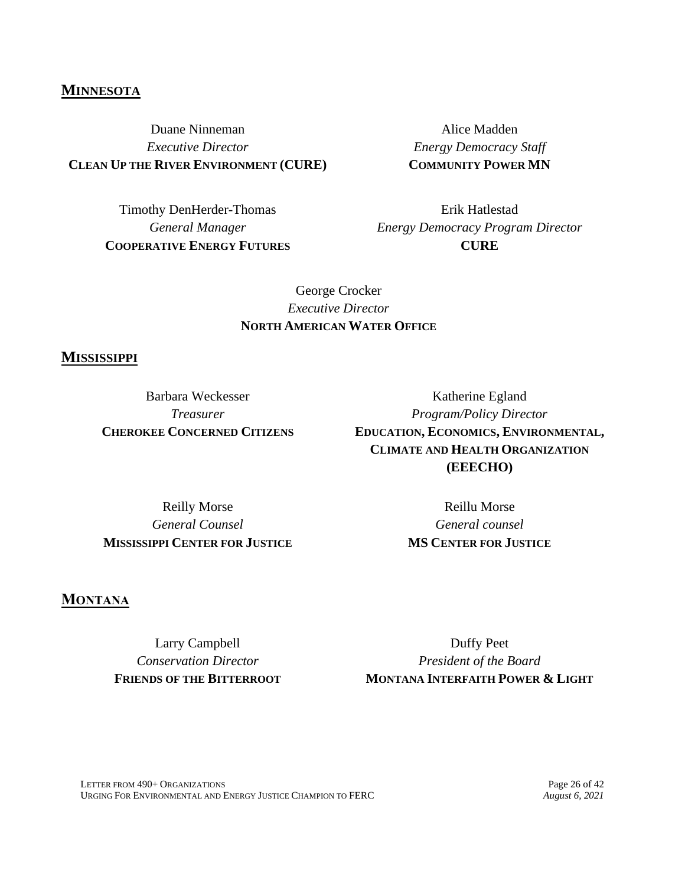## MINNESOTA

Duane Ninneman
*Executive Director*
**CLEAN UP THE RIVER ENVIRONMENT (CURE)**

Alice Madden
*Energy Democracy Staff*
**COMMUNITY POWER MN**

Timothy DenHerder-Thomas
*General Manager*
**COOPERATIVE ENERGY FUTURES**

Erik Hatlestad
*Energy Democracy Program Director*
**CURE**

George Crocker
*Executive Director*
**NORTH AMERICAN WATER OFFICE**

## MISSISSIPPI

Barbara Weckesser
*Treasurer*
**CHEROKEE CONCERNED CITIZENS**

Katherine Egland
*Program/Policy Director*
**EDUCATION, ECONOMICS, ENVIRONMENTAL, CLIMATE AND HEALTH ORGANIZATION (EEECHO)**

Reilly Morse
*General Counsel*
**MISSISSIPPI CENTER FOR JUSTICE**

Reillu Morse
*General counsel*
**MS CENTER FOR JUSTICE**

## MONTANA

Larry Campbell
*Conservation Director*
**FRIENDS OF THE BITTERROOT**

Duffy Peet
*President of the Board*
**MONTANA INTERFAITH POWER & LIGHT**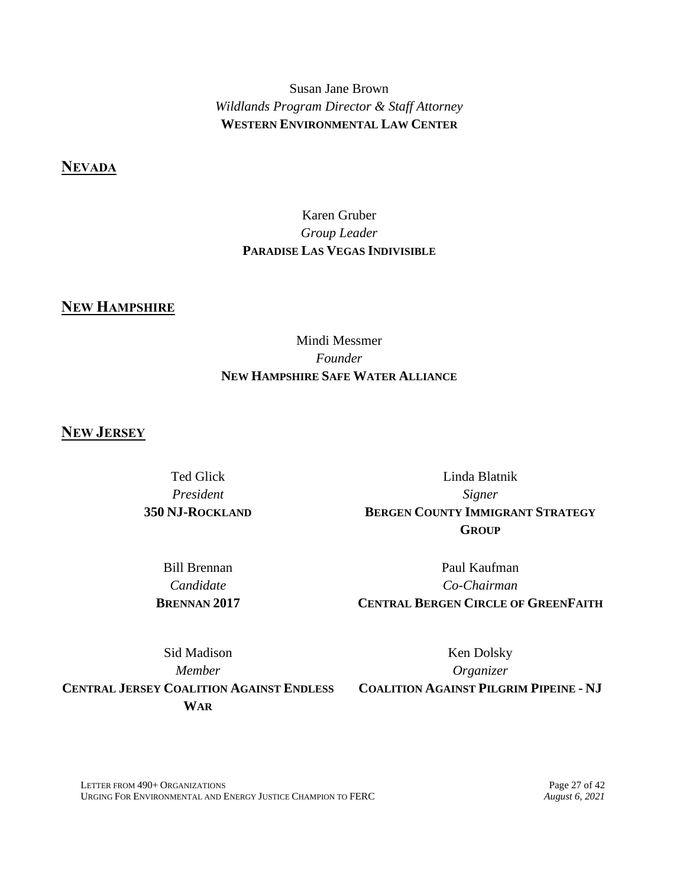Susan Jane Brown
*Wildlands Program Director & Staff Attorney*
**WESTERN ENVIRONMENTAL LAW CENTER**

## NEVADA

Karen Gruber
*Group Leader*
**PARADISE LAS VEGAS INDIVISIBLE**

## NEW HAMPSHIRE

Mindi Messmer
*Founder*
**NEW HAMPSHIRE SAFE WATER ALLIANCE**

## NEW JERSEY

Ted Glick
*President*
**350 NJ-ROCKLAND**

Linda Blatnik
*Signer*
**BERGEN COUNTY IMMIGRANT STRATEGY GROUP**

Bill Brennan
*Candidate*
**BRENNAN 2017**

Paul Kaufman
*Co-Chairman*
**CENTRAL BERGEN CIRCLE OF GREENFAITH**

Sid Madison
*Member*
**CENTRAL JERSEY COALITION AGAINST ENDLESS WAR**

Ken Dolsky
*Organizer*
**COALITION AGAINST PILGRIM PIPEINE - NJ**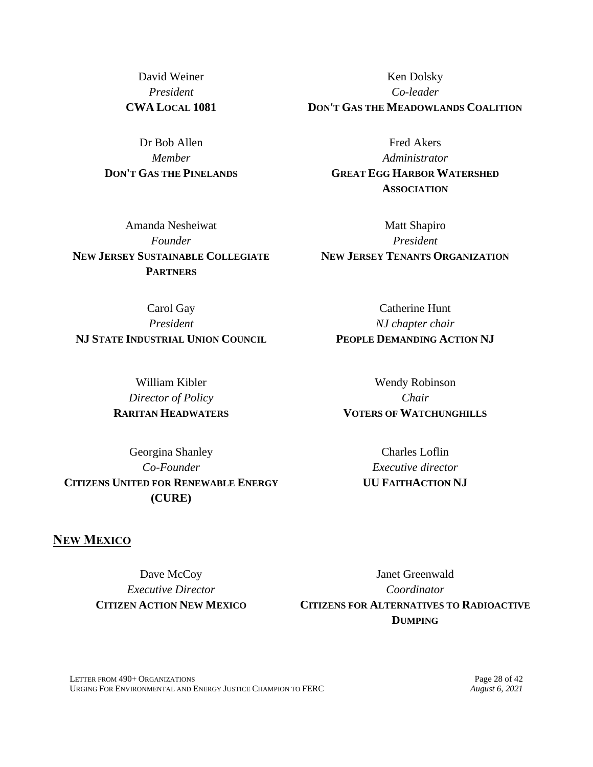David Weiner
*President*
**CWA LOCAL 1081**

Ken Dolsky
*Co-leader*
**DON'T GAS THE MEADOWLANDS COALITION**

Dr Bob Allen
*Member*
**DON'T GAS THE PINELANDS**

Fred Akers
*Administrator*
**GREAT EGG HARBOR WATERSHED ASSOCIATION**

Amanda Nesheiwat
*Founder*
**NEW JERSEY SUSTAINABLE COLLEGIATE PARTNERS**

Matt Shapiro
*President*
**NEW JERSEY TENANTS ORGANIZATION**

Carol Gay
*President*
**NJ STATE INDUSTRIAL UNION COUNCIL**

Catherine Hunt
*NJ chapter chair*
**PEOPLE DEMANDING ACTION NJ**

William Kibler
*Director of Policy*
**RARITAN HEADWATERS**

Wendy Robinson
*Chair*
**VOTERS OF WATCHUNGHILLS**

Georgina Shanley
*Co-Founder*
**CITIZENS UNITED FOR RENEWABLE ENERGY (CURE)**

Charles Loflin
*Executive director*
**UU FAITHACTION NJ**

## NEW MEXICO

Dave McCoy
*Executive Director*
**CITIZEN ACTION NEW MEXICO**

Janet Greenwald
*Coordinator*
**CITIZENS FOR ALTERNATIVES TO RADIOACTIVE DUMPING**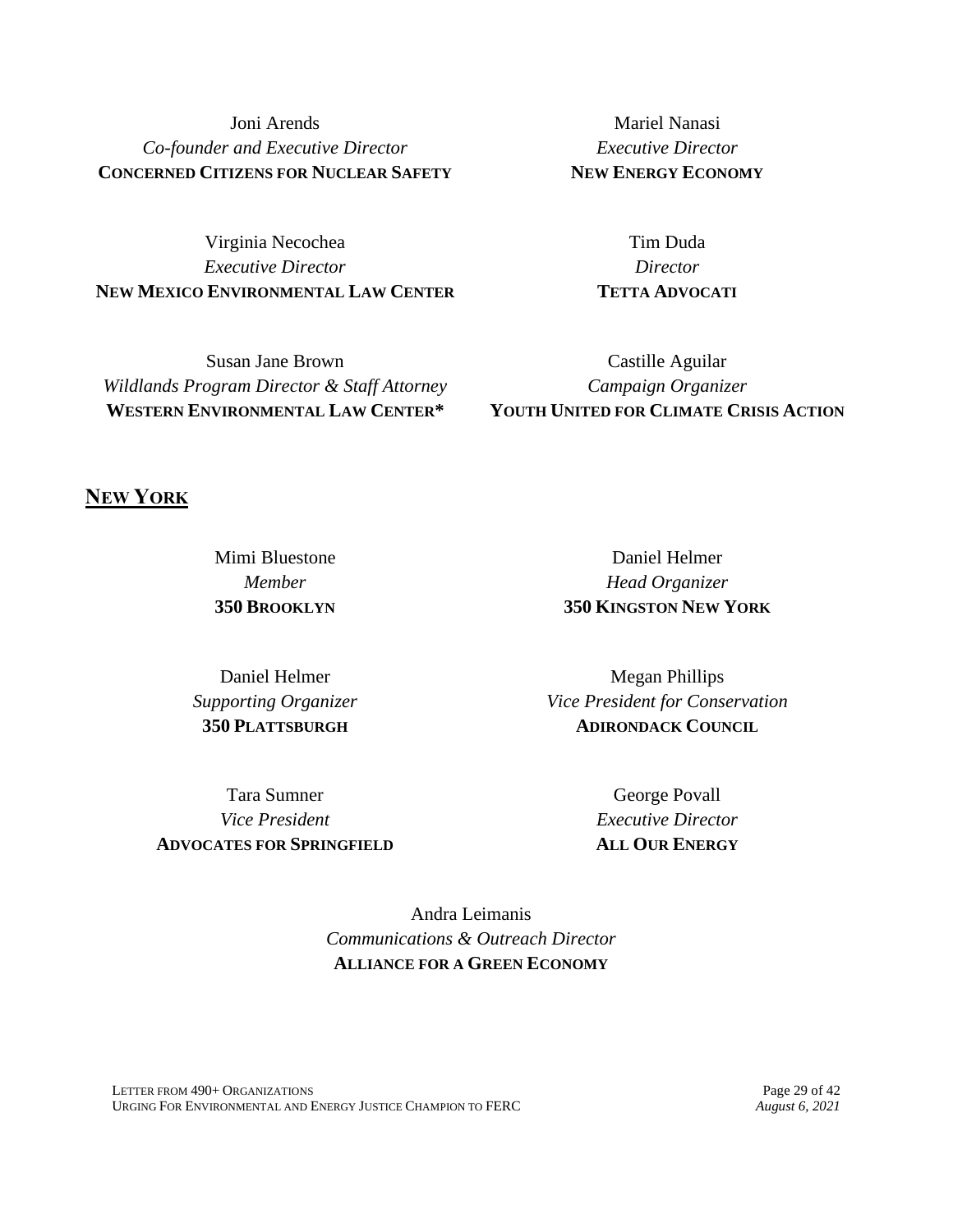Joni Arends
*Co-founder and Executive Director*
**CONCERNED CITIZENS FOR NUCLEAR SAFETY**

Mariel Nanasi
*Executive Director*
**NEW ENERGY ECONOMY**

Virginia Necochea
*Executive Director*
**NEW MEXICO ENVIRONMENTAL LAW CENTER**

Tim Duda
*Director*
**TETTA ADVOCATI**

Susan Jane Brown
*Wildlands Program Director & Staff Attorney*
**WESTERN ENVIRONMENTAL LAW CENTER***

Castille Aguilar
*Campaign Organizer*
**YOUTH UNITED FOR CLIMATE CRISIS ACTION**

## NEW YORK

Mimi Bluestone
*Member*
**350 BROOKLYN**

Daniel Helmer
*Head Organizer*
**350 KINGSTON NEW YORK**

Daniel Helmer
*Supporting Organizer*
**350 PLATTSBURGH**

Megan Phillips
*Vice President for Conservation*
**ADIRONDACK COUNCIL**

Tara Sumner
*Vice President*
**ADVOCATES FOR SPRINGFIELD**

George Povall
*Executive Director*
**ALL OUR ENERGY**

Andra Leimanis
*Communications & Outreach Director*
**ALLIANCE FOR A GREEN ECONOMY**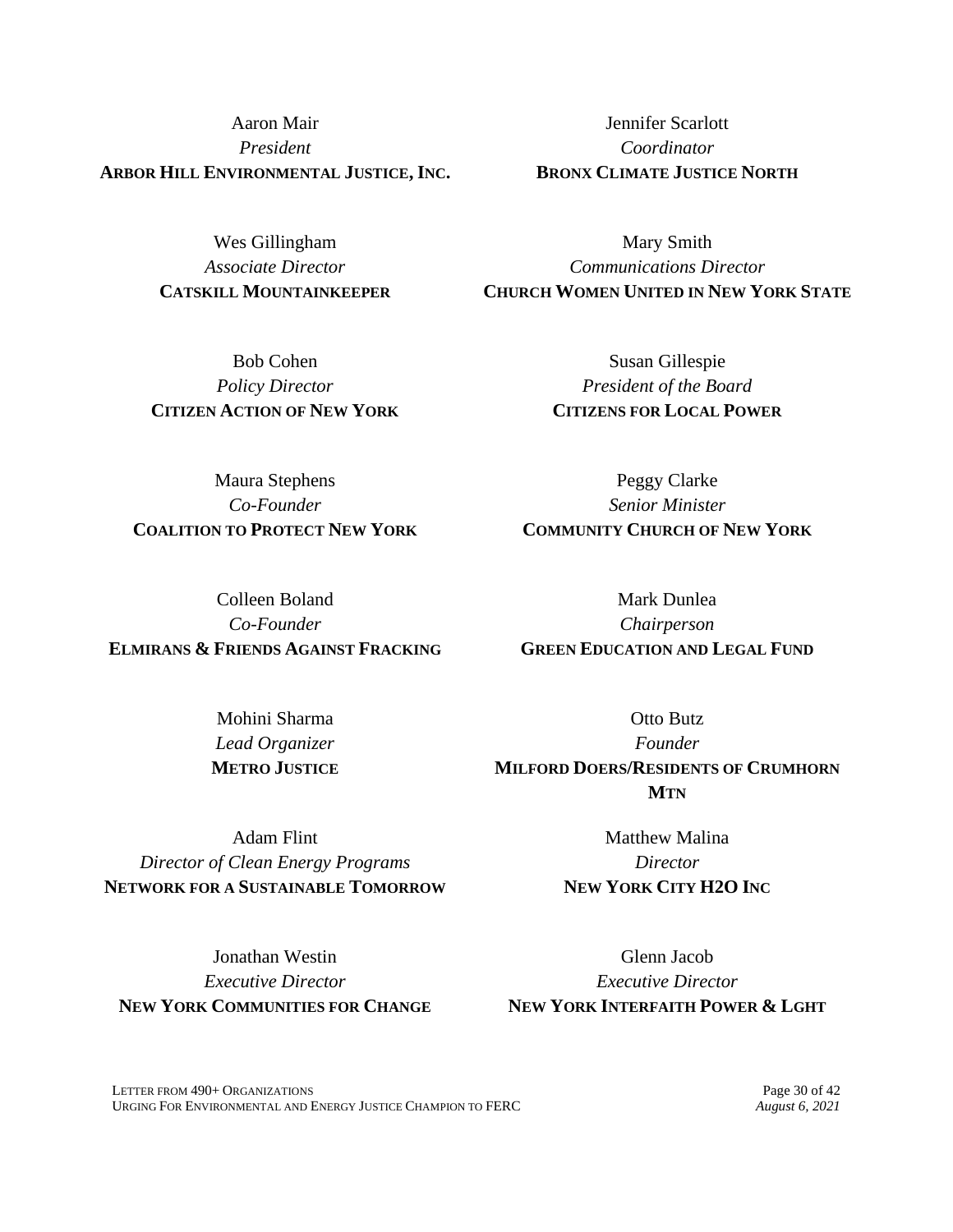Aaron Mair
*President*
**ARBOR HILL ENVIRONMENTAL JUSTICE, INC.**

Jennifer Scarlott
*Coordinator*
**BRONX CLIMATE JUSTICE NORTH**

Wes Gillingham
*Associate Director*
**CATSKILL MOUNTAINKEEPER**

Mary Smith
*Communications Director*
**CHURCH WOMEN UNITED IN NEW YORK STATE**

Bob Cohen
*Policy Director*
**CITIZEN ACTION OF NEW YORK**

Susan Gillespie
*President of the Board*
**CITIZENS FOR LOCAL POWER**

Maura Stephens
*Co-Founder*
**COALITION TO PROTECT NEW YORK**

Peggy Clarke
*Senior Minister*
**COMMUNITY CHURCH OF NEW YORK**

Colleen Boland
*Co-Founder*
**ELMIRANS & FRIENDS AGAINST FRACKING**

Mark Dunlea
*Chairperson*
**GREEN EDUCATION AND LEGAL FUND**

Mohini Sharma
*Lead Organizer*
**METRO JUSTICE**

Otto Butz
*Founder*
**MILFORD DOERS/RESIDENTS OF CRUMHORN MTN**

Adam Flint
*Director of Clean Energy Programs*
**NETWORK FOR A SUSTAINABLE TOMORROW**

Matthew Malina
*Director*
**NEW YORK CITY H2O INC**

Jonathan Westin
*Executive Director*
**NEW YORK COMMUNITIES FOR CHANGE**

Glenn Jacob
*Executive Director*
**NEW YORK INTERFAITH POWER & LGHT**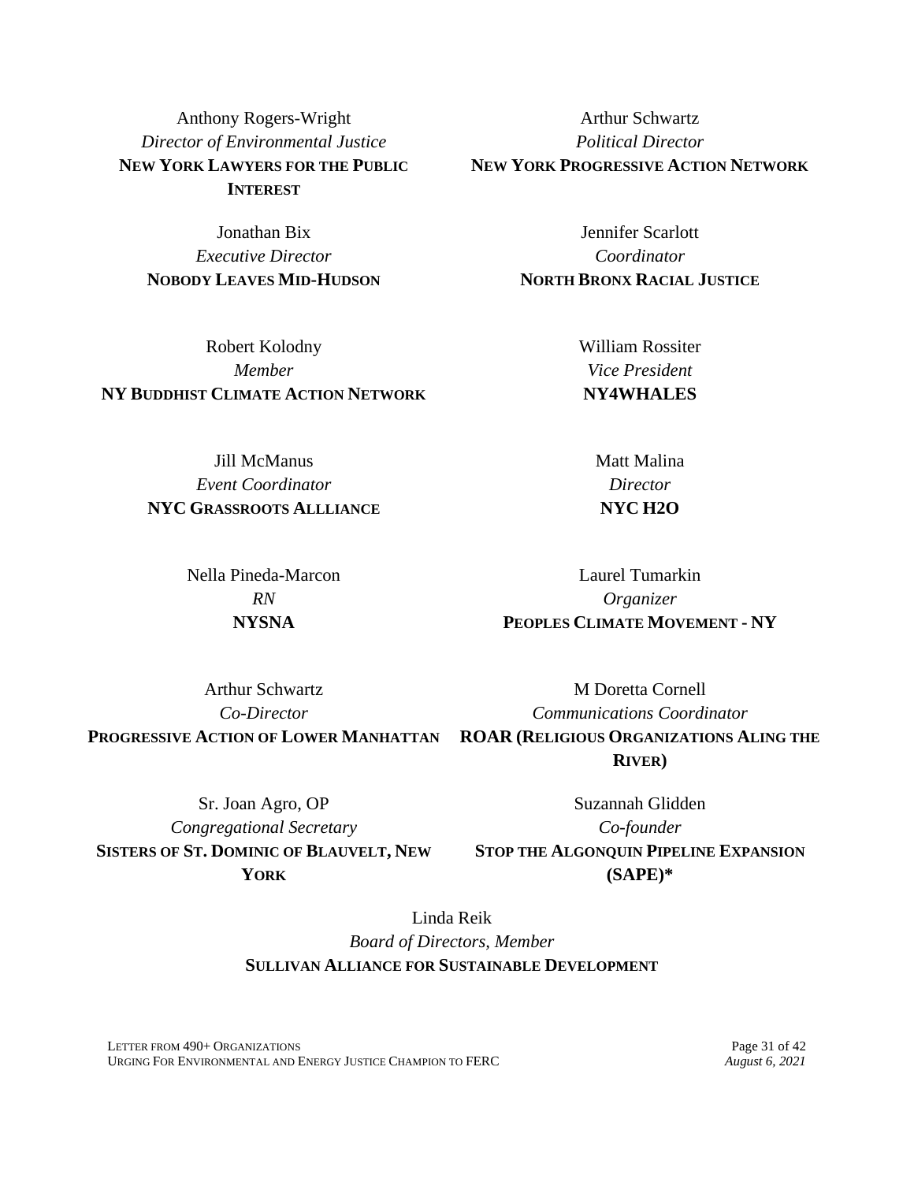Anthony Rogers-Wright
*Director of Environmental Justice*
**NEW YORK LAWYERS FOR THE PUBLIC INTEREST**

Arthur Schwartz
*Political Director*
**NEW YORK PROGRESSIVE ACTION NETWORK**

Jonathan Bix
*Executive Director*
**NOBODY LEAVES MID-HUDSON**

Jennifer Scarlott
*Coordinator*
**NORTH BRONX RACIAL JUSTICE**

Robert Kolodny
*Member*
**NY BUDDHIST CLIMATE ACTION NETWORK**

William Rossiter
*Vice President*
**NY4WHALES**

Jill McManus
*Event Coordinator*
**NYC GRASSROOTS ALLLIANCE**

Matt Malina
*Director*
**NYC H2O**

Nella Pineda-Marcon
*RN*
**NYSNA**

Laurel Tumarkin
*Organizer*
**PEOPLES CLIMATE MOVEMENT - NY**

Arthur Schwartz
*Co-Director*
**PROGRESSIVE ACTION OF LOWER MANHATTAN**

M Doretta Cornell
*Communications Coordinator*
**ROAR (RELIGIOUS ORGANIZATIONS ALING THE RIVER)**

Sr. Joan Agro, OP
*Congregational Secretary*
**SISTERS OF ST. DOMINIC OF BLAUVELT, NEW YORK**

Suzannah Glidden
*Co-founder*
**STOP THE ALGONQUIN PIPELINE EXPANSION (SAPE)***

Linda Reik
*Board of Directors, Member*
**SULLIVAN ALLIANCE FOR SUSTAINABLE DEVELOPMENT**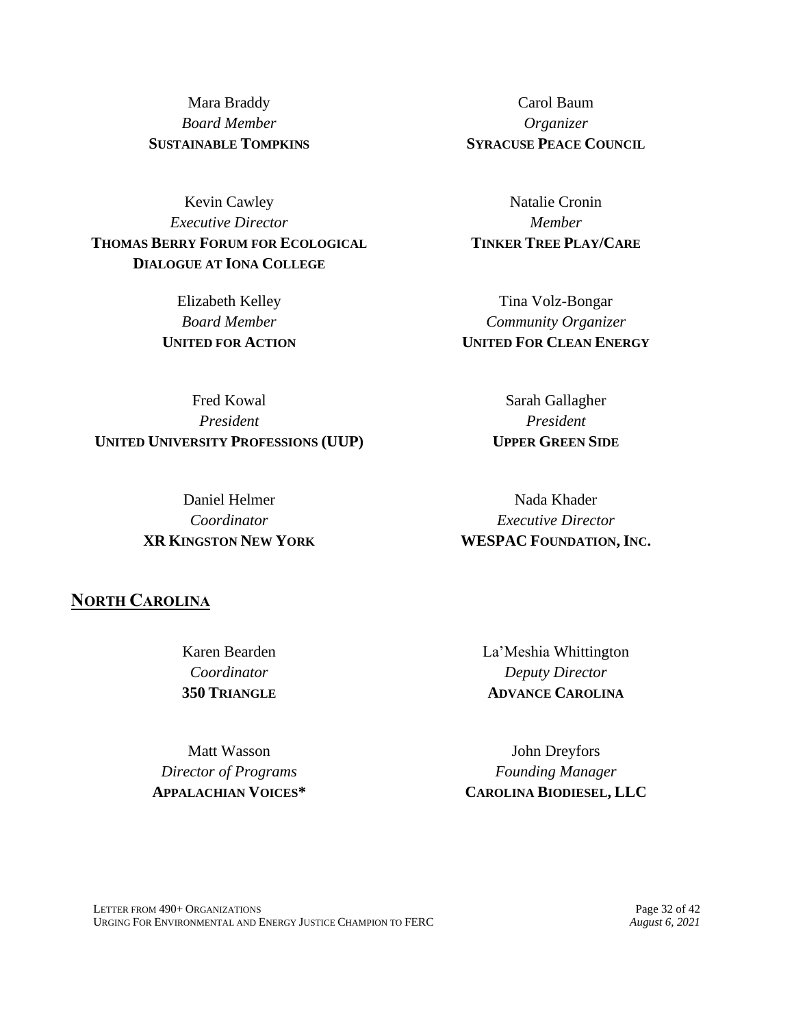Mara Braddy
*Board Member*
**SUSTAINABLE TOMPKINS**

Carol Baum
*Organizer*
**SYRACUSE PEACE COUNCIL**

Kevin Cawley
*Executive Director*
**THOMAS BERRY FORUM FOR ECOLOGICAL DIALOGUE AT IONA COLLEGE**

Natalie Cronin
*Member*
**TINKER TREE PLAY/CARE**

Elizabeth Kelley
*Board Member*
**UNITED FOR ACTION**

Tina Volz-Bongar
*Community Organizer*
**UNITED FOR CLEAN ENERGY**

Fred Kowal
*President*
**UNITED UNIVERSITY PROFESSIONS (UUP)**

Sarah Gallagher
*President*
**UPPER GREEN SIDE**

Daniel Helmer
*Coordinator*
**XR KINGSTON NEW YORK**

Nada Khader
*Executive Director*
**WESPAC FOUNDATION, INC.**

## NORTH CAROLINA

Karen Bearden
*Coordinator*
**350 TRIANGLE**

La'Meshia Whittington
*Deputy Director*
**ADVANCE CAROLINA**

Matt Wasson
*Director of Programs*
**APPALACHIAN VOICES***

John Dreyfors
*Founding Manager*
**CAROLINA BIODIESEL, LLC**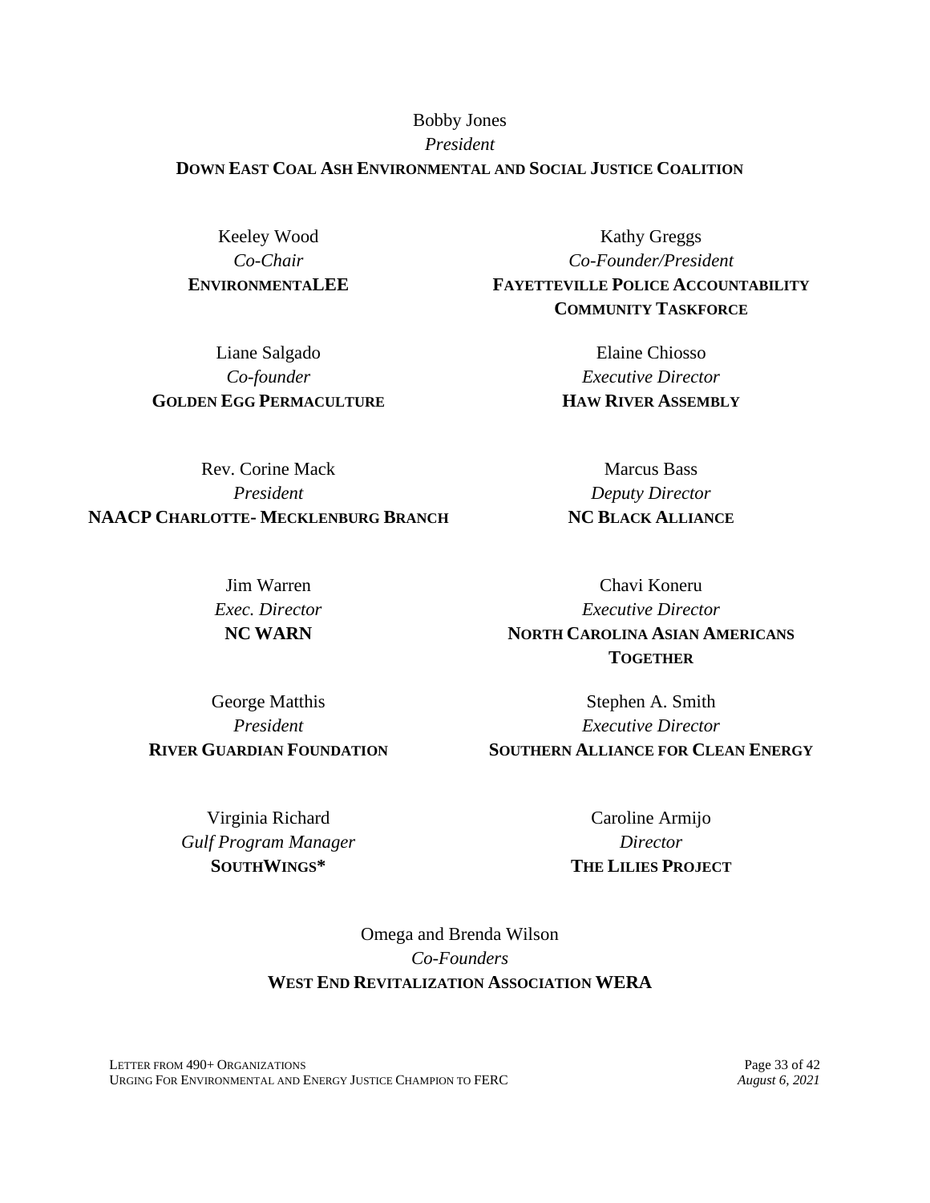Bobby Jones
*President*
**DOWN EAST COAL ASH ENVIRONMENTAL AND SOCIAL JUSTICE COALITION**

Keeley Wood
*Co-Chair*
**ENVIRONMENTALEE**

Kathy Greggs
*Co-Founder/President*
**FAYETTEVILLE POLICE ACCOUNTABILITY COMMUNITY TASKFORCE**

Liane Salgado
*Co-founder*
**GOLDEN EGG PERMACULTURE**

Elaine Chiosso
*Executive Director*
**HAW RIVER ASSEMBLY**

Rev. Corine Mack
*President*
**NAACP CHARLOTTE- MECKLENBURG BRANCH**

Marcus Bass
*Deputy Director*
**NC BLACK ALLIANCE**

Jim Warren
*Exec. Director*
**NC WARN**

Chavi Koneru
*Executive Director*
**NORTH CAROLINA ASIAN AMERICANS TOGETHER**

George Matthis
*President*
**RIVER GUARDIAN FOUNDATION**

Stephen A. Smith
*Executive Director*
**SOUTHERN ALLIANCE FOR CLEAN ENERGY**

Virginia Richard
*Gulf Program Manager*
**SOUTHWINGS***

Caroline Armijo
*Director*
**THE LILIES PROJECT**

Omega and Brenda Wilson
*Co-Founders*
**WEST END REVITALIZATION ASSOCIATION WERA**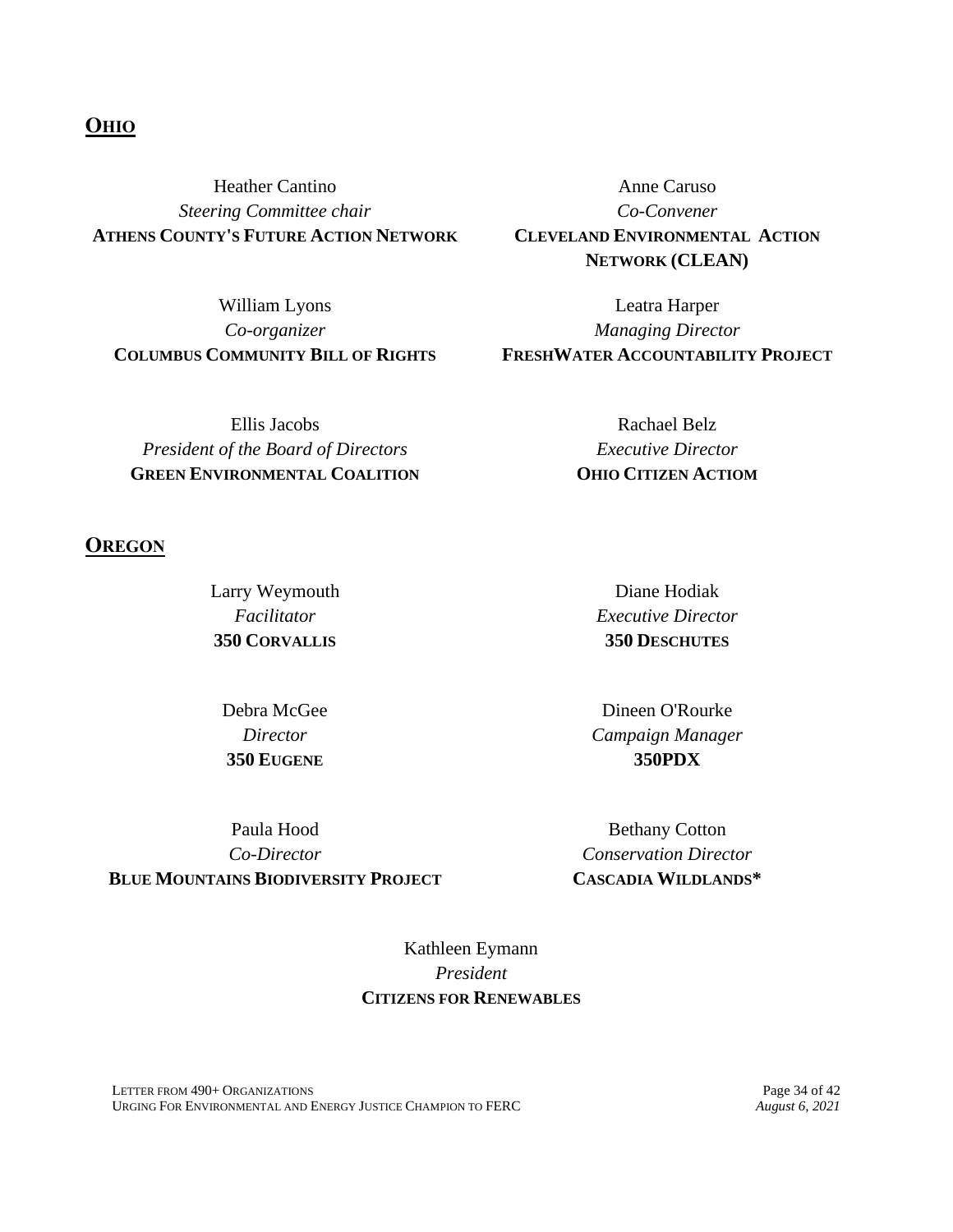## **OHIO**

Heather Cantino
*Steering Committee chair*
**ATHENS COUNTY'S FUTURE ACTION NETWORK**

Anne Caruso
*Co-Convener*
**CLEVELAND ENVIRONMENTAL ACTION NETWORK (CLEAN)**

William Lyons
*Co-organizer*
**COLUMBUS COMMUNITY BILL OF RIGHTS**

Leatra Harper
*Managing Director*
**FRESHWATER ACCOUNTABILITY PROJECT**

Ellis Jacobs
*President of the Board of Directors*
**GREEN ENVIRONMENTAL COALITION**

Rachael Belz
*Executive Director*
**OHIO CITIZEN ACTIOM**

## **OREGON**

Larry Weymouth
*Facilitator*
**350 CORVALLIS**

Diane Hodiak
*Executive Director*
**350 DESCHUTES**

Debra McGee
*Director*
**350 EUGENE**

Dineen O'Rourke
*Campaign Manager*
**350PDX**

Paula Hood
*Co-Director*
**BLUE MOUNTAINS BIODIVERSITY PROJECT**

Bethany Cotton
*Conservation Director*
**CASCADIA WILDLANDS***

Kathleen Eymann
*President*
**CITIZENS FOR RENEWABLES**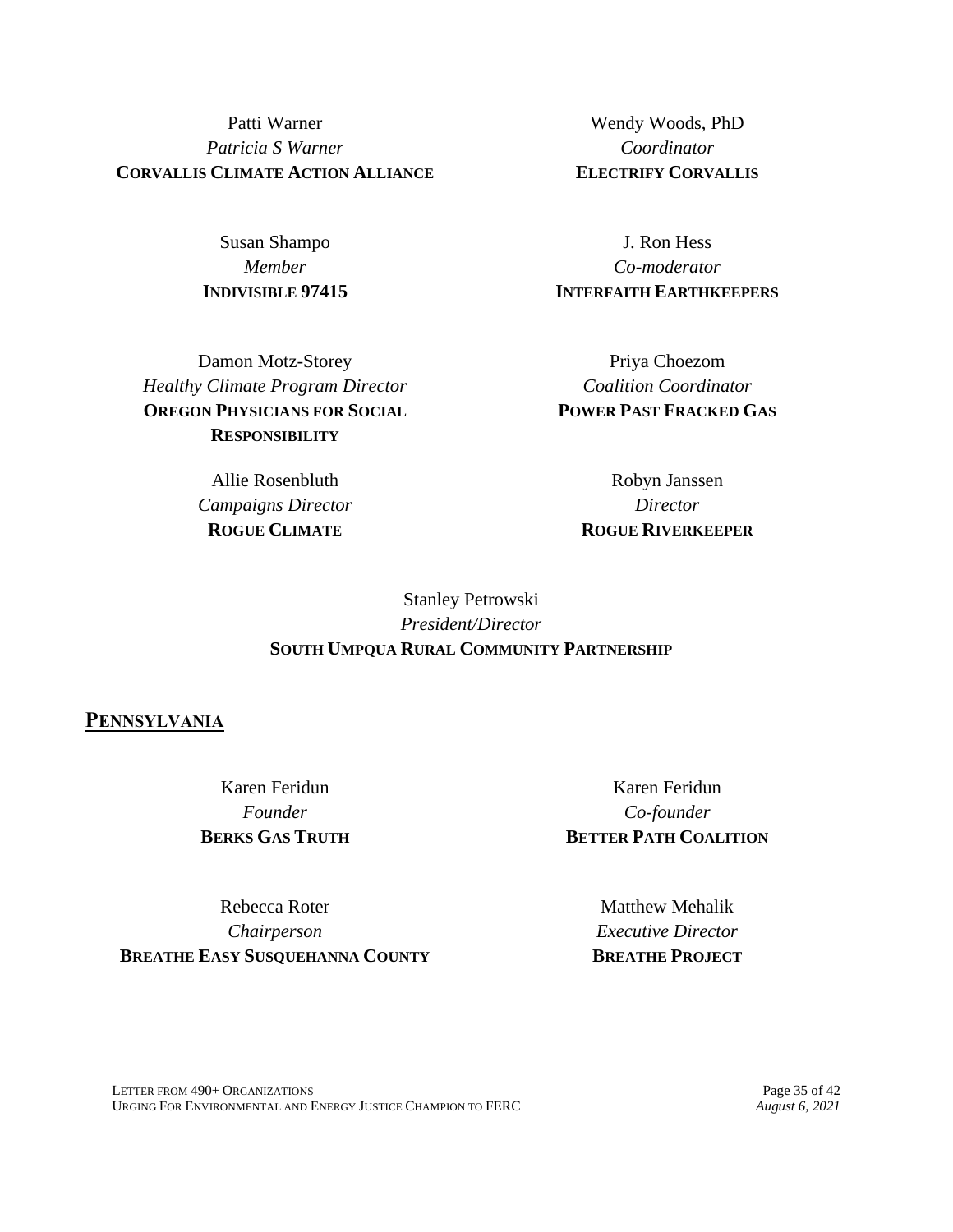Patti Warner
*Patricia S Warner*
**CORVALLIS CLIMATE ACTION ALLIANCE**

Wendy Woods, PhD
*Coordinator*
**ELECTRIFY CORVALLIS**

Susan Shampo
*Member*
**INDIVISIBLE 97415**

J. Ron Hess
*Co-moderator*
**INTERFAITH EARTHKEEPERS**

Damon Motz-Storey
*Healthy Climate Program Director*
**OREGON PHYSICIANS FOR SOCIAL RESPONSIBILITY**

Priya Choezom
*Coalition Coordinator*
**POWER PAST FRACKED GAS**

Allie Rosenbluth
*Campaigns Director*
**ROGUE CLIMATE**

Robyn Janssen
*Director*
**ROGUE RIVERKEEPER**

Stanley Petrowski
*President/Director*
**SOUTH UMPQUA RURAL COMMUNITY PARTNERSHIP**

## PENNSYLVANIA

Karen Feridun
*Founder*
**BERKS GAS TRUTH**

Karen Feridun
*Co-founder*
**BETTER PATH COALITION**

Rebecca Roter
*Chairperson*
**BREATHE EASY SUSQUEHANNA COUNTY**

Matthew Mehalik
*Executive Director*
**BREATHE PROJECT**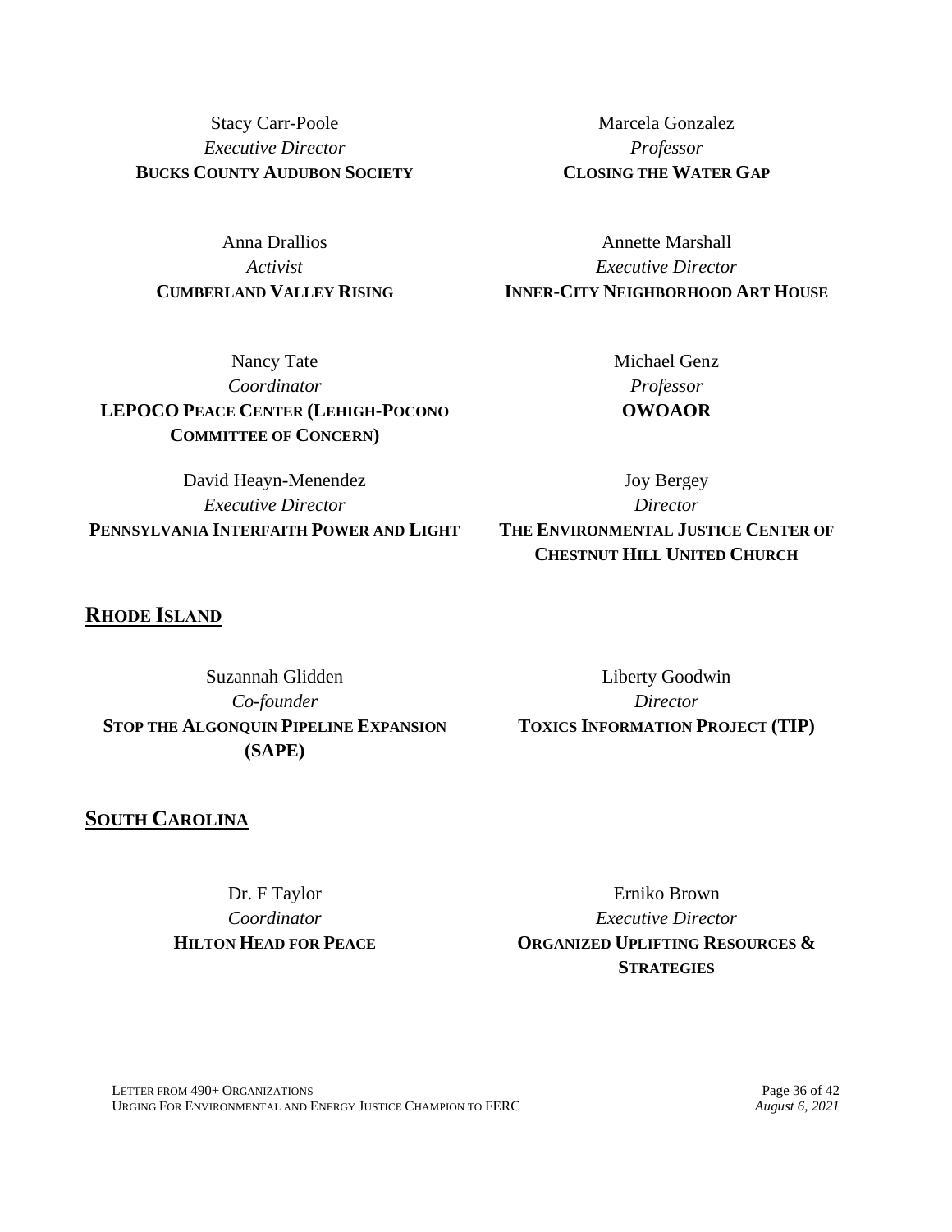Stacy Carr-Poole
*Executive Director*
**BUCKS COUNTY AUDUBON SOCIETY**

Marcela Gonzalez
*Professor*
**CLOSING THE WATER GAP**

Anna Drallios
*Activist*
**CUMBERLAND VALLEY RISING**

Annette Marshall
*Executive Director*
**INNER-CITY NEIGHBORHOOD ART HOUSE**

Nancy Tate
*Coordinator*
**LEPOCO PEACE CENTER (LEHIGH-POCONO COMMITTEE OF CONCERN)**

Michael Genz
*Professor*
**OWOAOR**

David Heayn-Menendez
*Executive Director*
**PENNSYLVANIA INTERFAITH POWER AND LIGHT**

Joy Bergey
*Director*
**THE ENVIRONMENTAL JUSTICE CENTER OF CHESTNUT HILL UNITED CHURCH**

## RHODE ISLAND

Suzannah Glidden
*Co-founder*
**STOP THE ALGONQUIN PIPELINE EXPANSION (SAPE)**

Liberty Goodwin
*Director*
**TOXICS INFORMATION PROJECT (TIP)**

## SOUTH CAROLINA

Dr. F Taylor
*Coordinator*
**HILTON HEAD FOR PEACE**

Erniko Brown
*Executive Director*
**ORGANIZED UPLIFTING RESOURCES & STRATEGIES**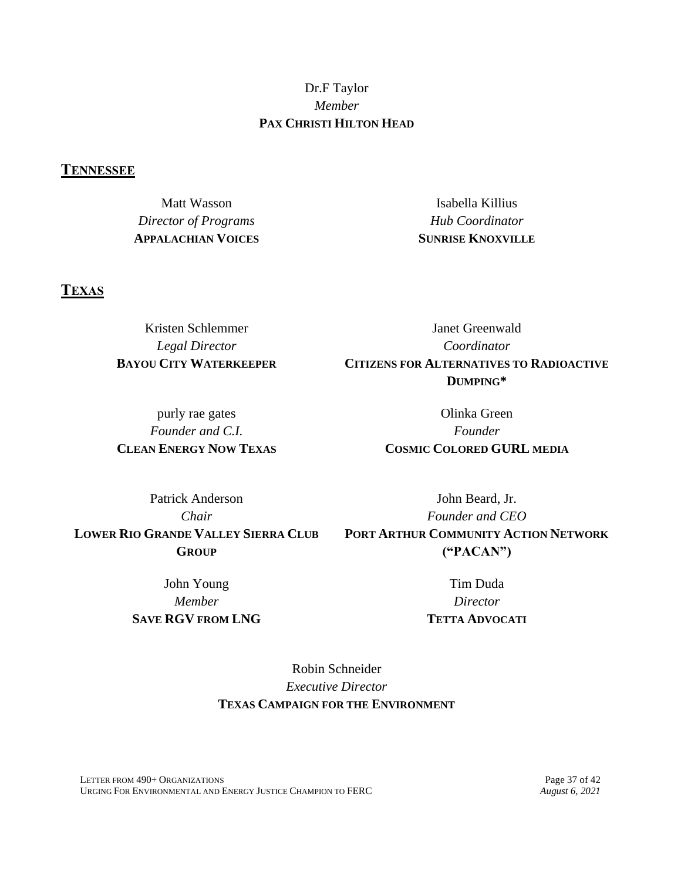Dr.F Taylor
*Member*
**PAX CHRISTI HILTON HEAD**

## TENNESSEE

Matt Wasson
*Director of Programs*
**APPALACHIAN VOICES**

Isabella Killius
*Hub Coordinator*
**SUNRISE KNOXVILLE**

## TEXAS

Kristen Schlemmer
*Legal Director*
**BAYOU CITY WATERKEEPER**

Janet Greenwald
*Coordinator*
**CITIZENS FOR ALTERNATIVES TO RADIOACTIVE DUMPING***

purly rae gates
*Founder and C.I.*
**CLEAN ENERGY NOW TEXAS**

Olinka Green
*Founder*
**COSMIC COLORED GURL MEDIA**

Patrick Anderson
*Chair*
**LOWER RIO GRANDE VALLEY SIERRA CLUB GROUP**

John Beard, Jr.
*Founder and CEO*
**PORT ARTHUR COMMUNITY ACTION NETWORK ("PACAN")**

John Young
*Member*
**SAVE RGV FROM LNG**

Tim Duda
*Director*
**TETTA ADVOCATI**

Robin Schneider
*Executive Director*
**TEXAS CAMPAIGN FOR THE ENVIRONMENT**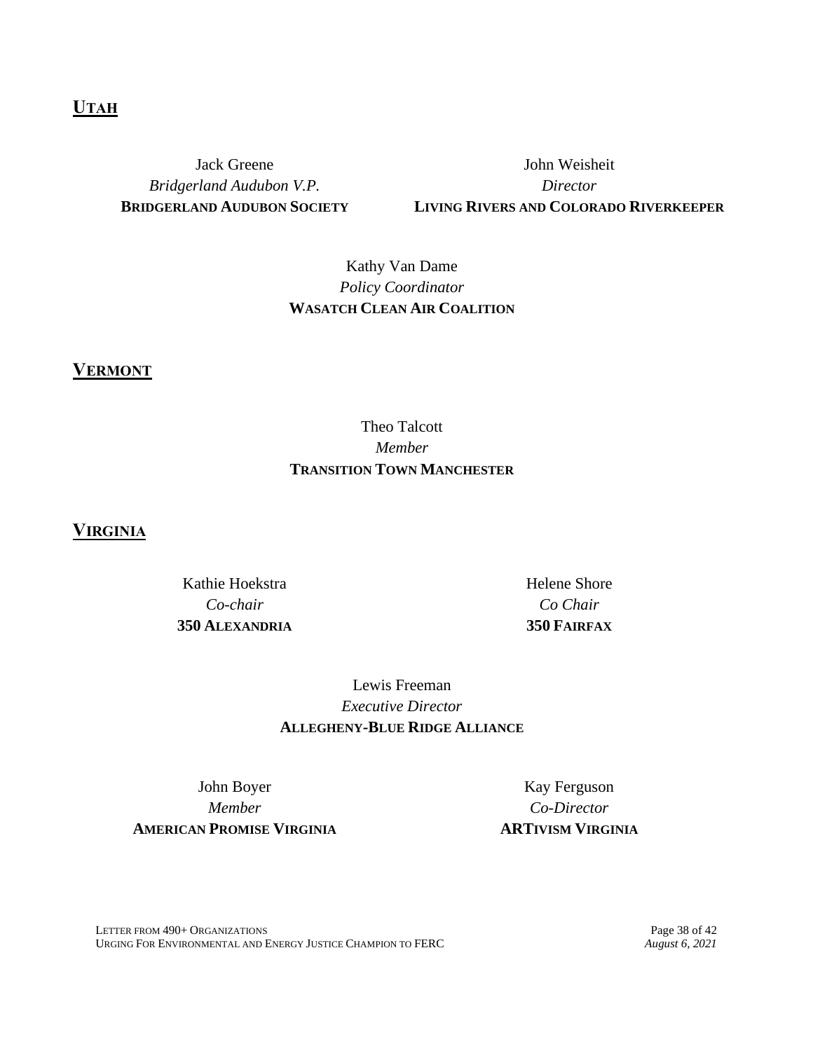## UTAH

Jack Greene
*Bridgerland Audubon V.P.*
**BRIDGERLAND AUDUBON SOCIETY**

John Weisheit
*Director*
**LIVING RIVERS AND COLORADO RIVERKEEPER**

Kathy Van Dame
*Policy Coordinator*
**WASATCH CLEAN AIR COALITION**

## VERMONT

Theo Talcott
*Member*
**TRANSITION TOWN MANCHESTER**

## VIRGINIA

Kathie Hoekstra
*Co-chair*
**350 ALEXANDRIA**

Helene Shore
*Co Chair*
**350 FAIRFAX**

Lewis Freeman
*Executive Director*
**ALLEGHENY-BLUE RIDGE ALLIANCE**

John Boyer
*Member*
**AMERICAN PROMISE VIRGINIA**

Kay Ferguson
*Co-Director*
**ARTIVISM VIRGINIA**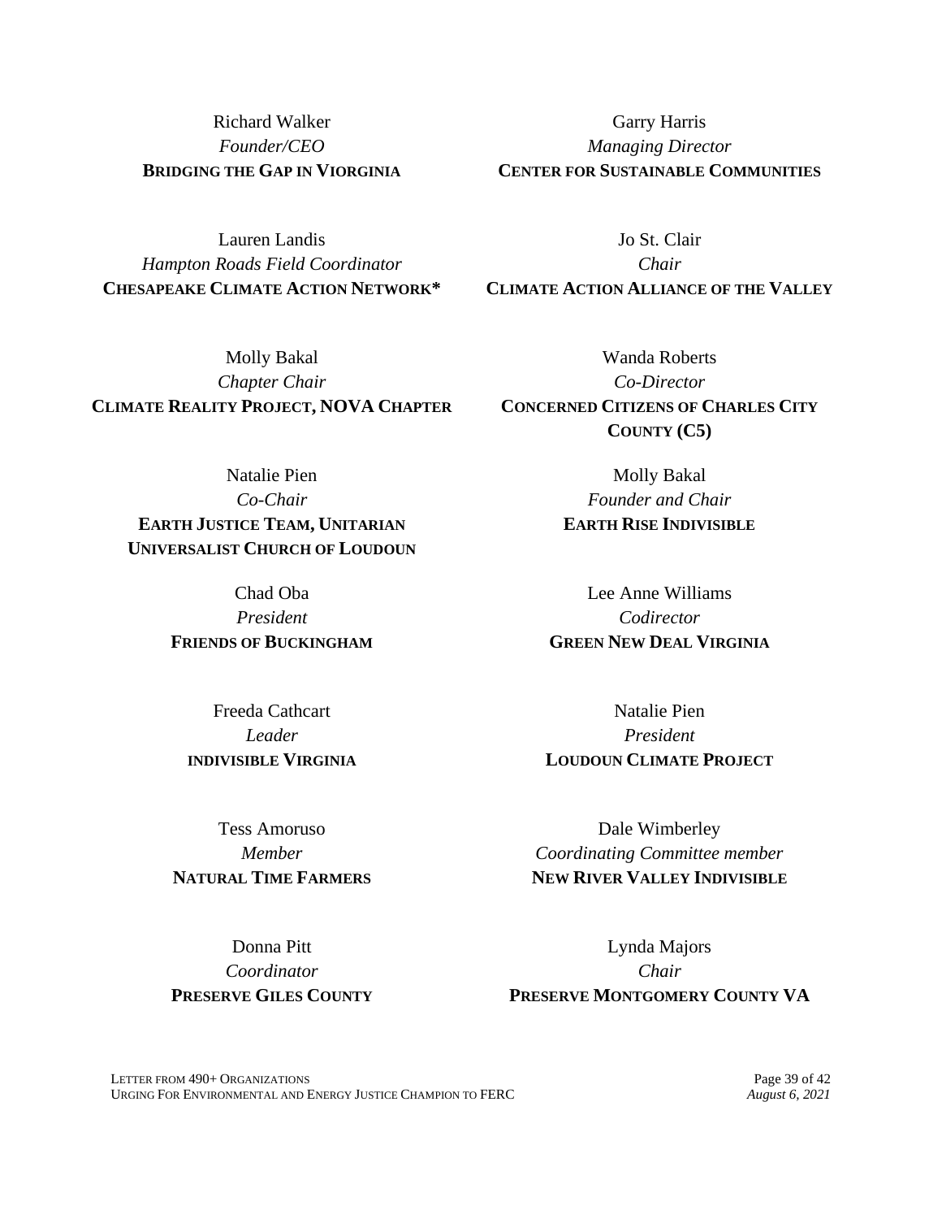Richard Walker
*Founder/CEO*
**BRIDGING THE GAP IN VIORGINIA**

Garry Harris
*Managing Director*
**CENTER FOR SUSTAINABLE COMMUNITIES**

Lauren Landis
*Hampton Roads Field Coordinator*
**CHESAPEAKE CLIMATE ACTION NETWORK***

Jo St. Clair
*Chair*
**CLIMATE ACTION ALLIANCE OF THE VALLEY**

Molly Bakal
*Chapter Chair*
**CLIMATE REALITY PROJECT, NOVA CHAPTER**

Wanda Roberts
*Co-Director*
**CONCERNED CITIZENS OF CHARLES CITY COUNTY (C5)**

Natalie Pien
*Co-Chair*
**EARTH JUSTICE TEAM, UNITARIAN UNIVERSALIST CHURCH OF LOUDOUN**

Molly Bakal
*Founder and Chair*
**EARTH RISE INDIVISIBLE**

Chad Oba
*President*
**FRIENDS OF BUCKINGHAM**

Lee Anne Williams
*Codirector*
**GREEN NEW DEAL VIRGINIA**

Freeda Cathcart
*Leader*
**INDIVISIBLE VIRGINIA**

Natalie Pien
*President*
**LOUDOUN CLIMATE PROJECT**

Tess Amoruso
*Member*
**NATURAL TIME FARMERS**

Dale Wimberley
*Coordinating Committee member*
**NEW RIVER VALLEY INDIVISIBLE**

Donna Pitt
*Coordinator*
**PRESERVE GILES COUNTY**

Lynda Majors
*Chair*
**PRESERVE MONTGOMERY COUNTY VA**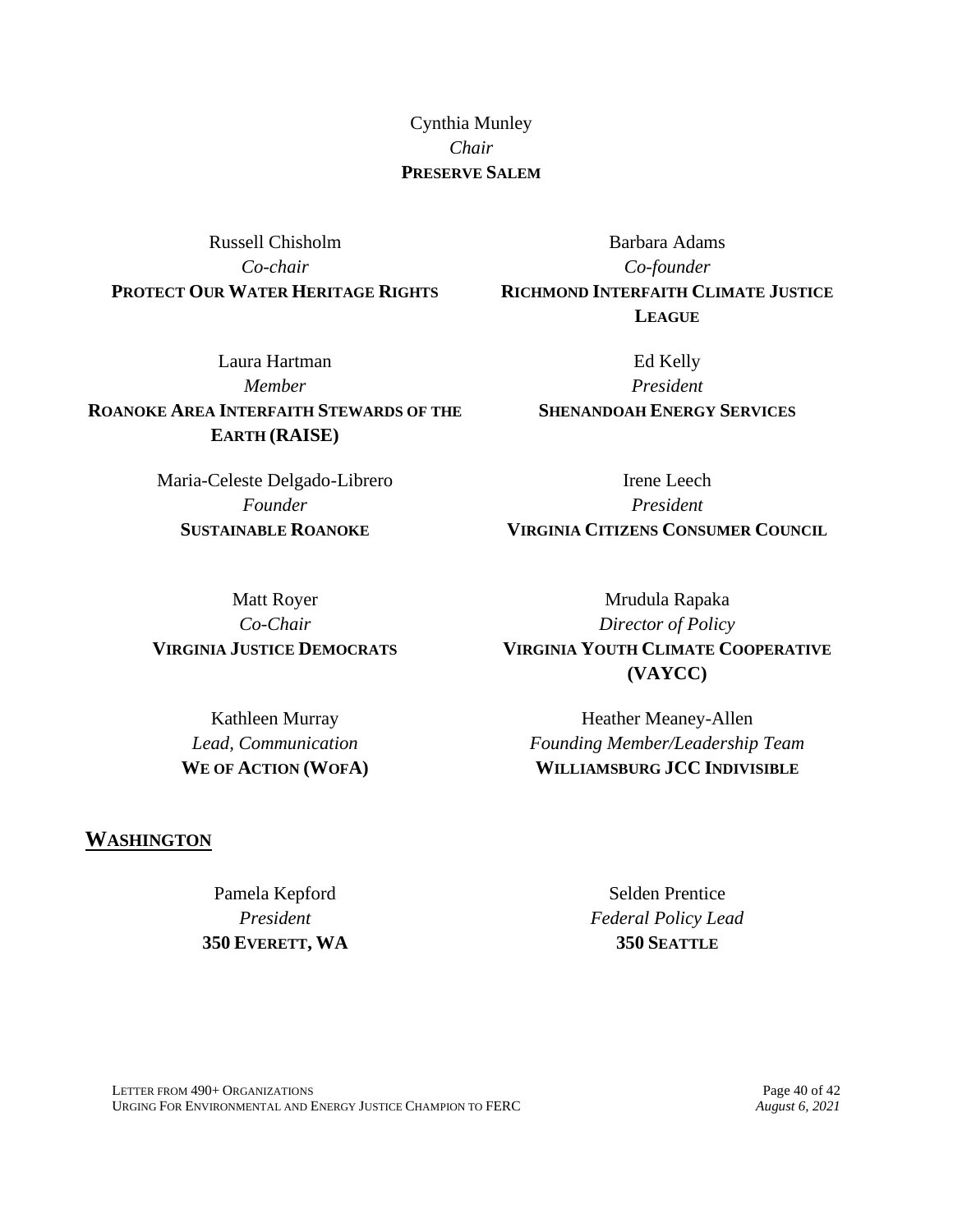Cynthia Munley
*Chair*
**PRESERVE SALEM**

Russell Chisholm
*Co-chair*
**PROTECT OUR WATER HERITAGE RIGHTS**

Barbara Adams
*Co-founder*
**RICHMOND INTERFAITH CLIMATE JUSTICE LEAGUE**

Laura Hartman
*Member*
**ROANOKE AREA INTERFAITH STEWARDS OF THE EARTH (RAISE)**

Ed Kelly
*President*
**SHENANDOAH ENERGY SERVICES**

Maria-Celeste Delgado-Librero
*Founder*
**SUSTAINABLE ROANOKE**

Irene Leech
*President*
**VIRGINIA CITIZENS CONSUMER COUNCIL**

Matt Royer
*Co-Chair*
**VIRGINIA JUSTICE DEMOCRATS**

Mrudula Rapaka
*Director of Policy*
**VIRGINIA YOUTH CLIMATE COOPERATIVE (VAYCC)**

Kathleen Murray
*Lead, Communication*
**WE OF ACTION (WOFA)**

Heather Meaney-Allen
*Founding Member/Leadership Team*
**WILLIAMSBURG JCC INDIVISIBLE**

## WASHINGTON

Pamela Kepford
*President*
**350 EVERETT, WA**

Selden Prentice
*Federal Policy Lead*
**350 SEATTLE**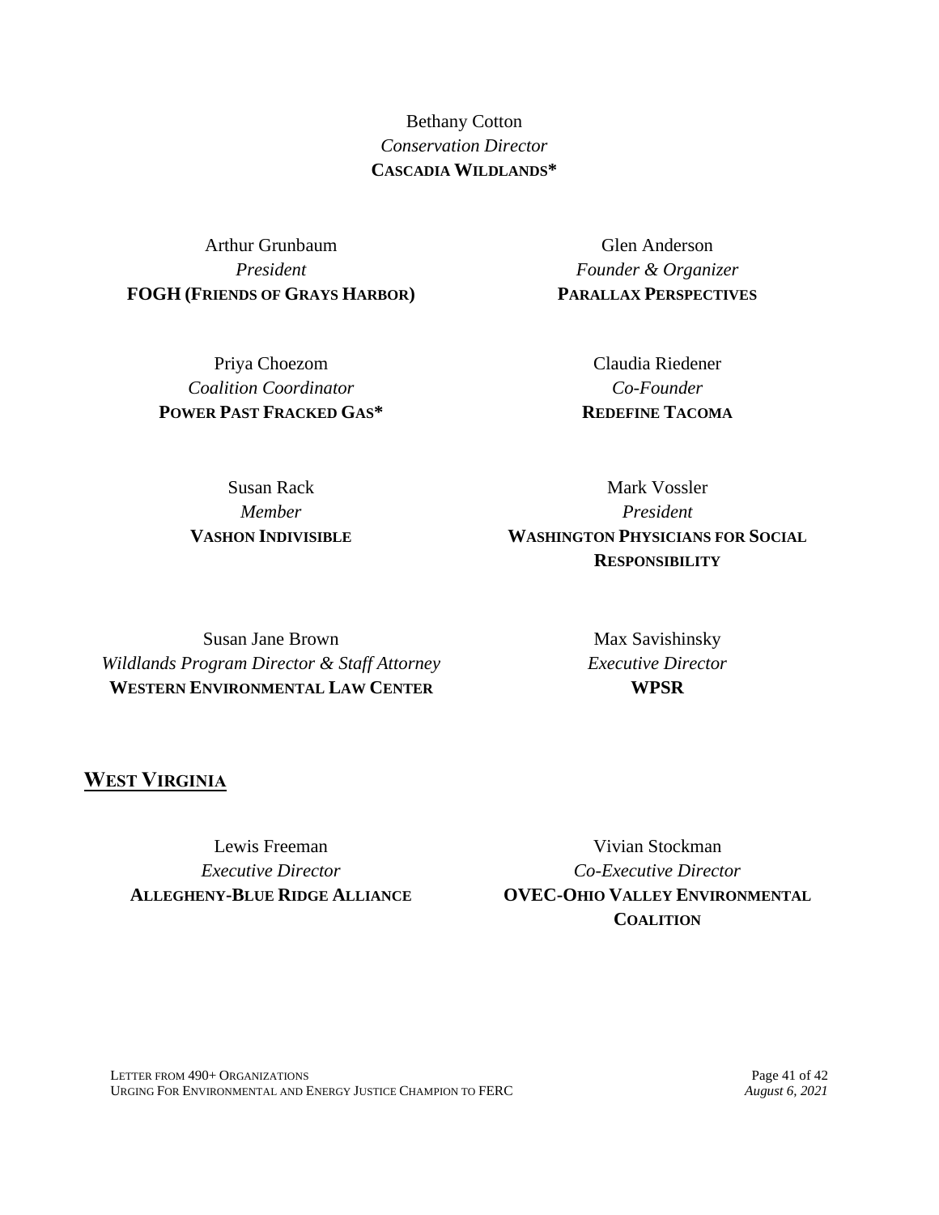Bethany Cotton
*Conservation Director*
**CASCADIA WILDLANDS***

Arthur Grunbaum
*President*
**FOGH (FRIENDS OF GRAYS HARBOR)**

Glen Anderson
*Founder & Organizer*
**PARALLAX PERSPECTIVES**

Priya Choezom
*Coalition Coordinator*
**POWER PAST FRACKED GAS***

Claudia Riedener
*Co-Founder*
**REDEFINE TACOMA**

Susan Rack
*Member*
**VASHON INDIVISIBLE**

Mark Vossler
*President*
**WASHINGTON PHYSICIANS FOR SOCIAL RESPONSIBILITY**

Susan Jane Brown
*Wildlands Program Director & Staff Attorney*
**WESTERN ENVIRONMENTAL LAW CENTER**

Max Savishinsky
*Executive Director*
**WPSR**

## WEST VIRGINIA

Lewis Freeman
*Executive Director*
**ALLEGHENY-BLUE RIDGE ALLIANCE**

Vivian Stockman
*Co-Executive Director*
**OVEC-OHIO VALLEY ENVIRONMENTAL COALITION**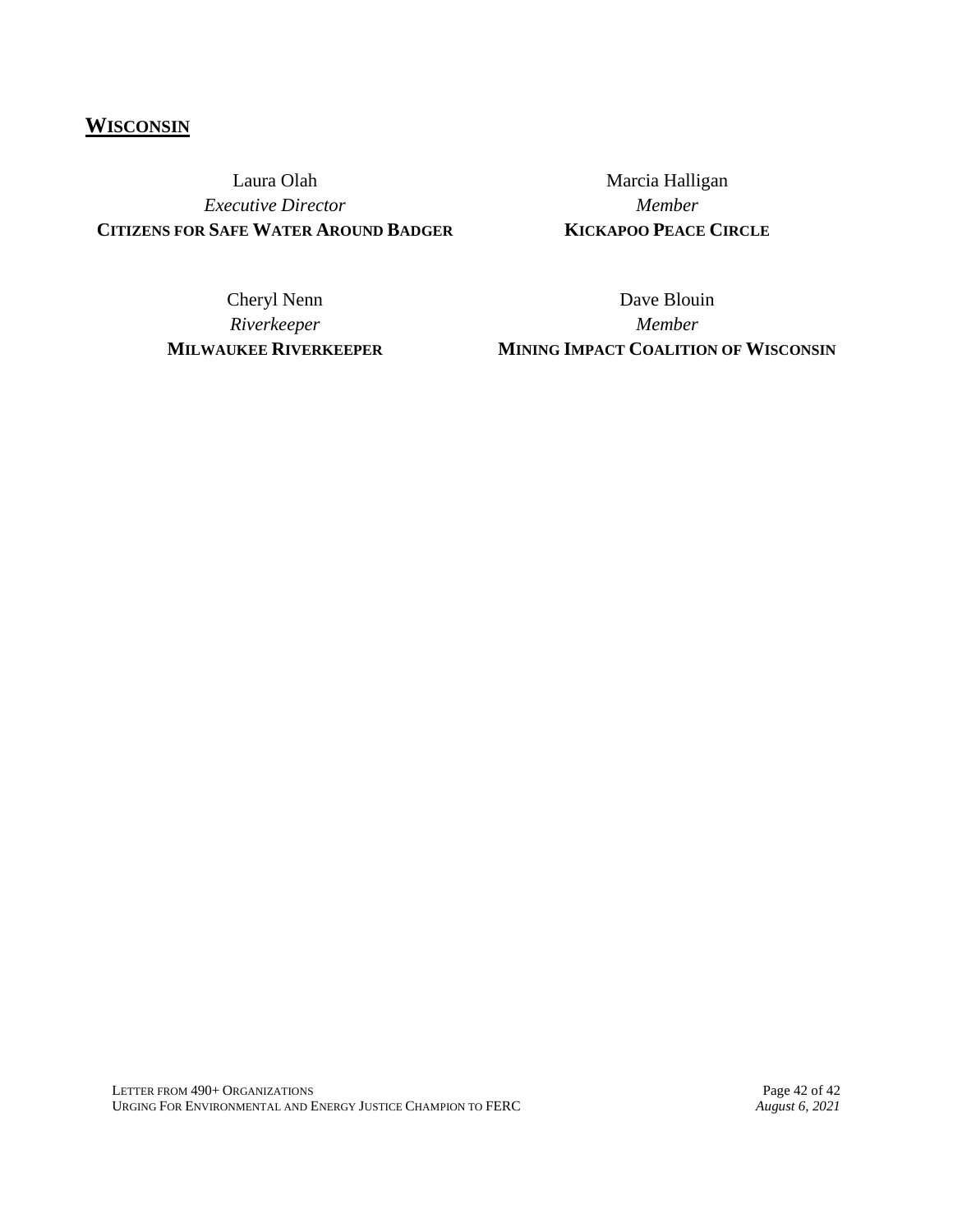## WISCONSIN

Laura Olah
*Executive Director*
**CITIZENS FOR SAFE WATER AROUND BADGER**

Marcia Halligan
*Member*
**KICKAPOO PEACE CIRCLE**

Cheryl Nenn
*Riverkeeper*
**MILWAUKEE RIVERKEEPER**

Dave Blouin
*Member*
**MINING IMPACT COALITION OF WISCONSIN**